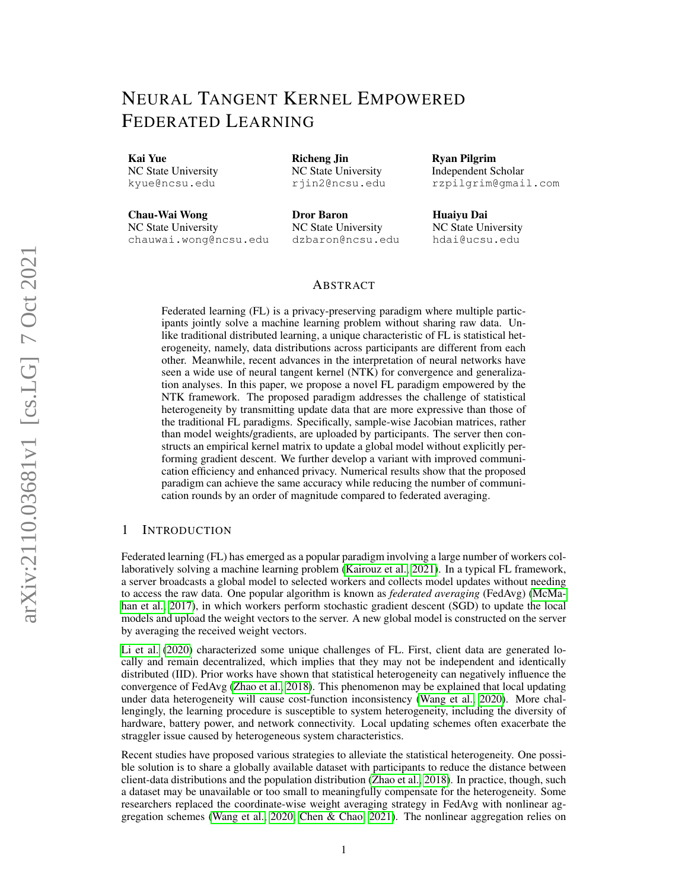# Neural Tangent Kernel Empowered Federated Learning

**Kai Yue**
NC State University
kyue@ncsu.edu

**Richeng Jin**
NC State University
rjin2@ncsu.edu

**Ryan Pilgrim**
Independent Scholar
rzpilgrim@gmail.com

**Chau-Wai Wong**
NC State University
chauwai.wong@ncsu.edu

**Dror Baron**
NC State University
dzbaron@ncsu.edu

**Huaiyu Dai**
NC State University
hdai@ucsu.edu

## Abstract

Federated learning (FL) is a privacy-preserving paradigm where multiple participants jointly solve a machine learning problem without sharing raw data. Unlike traditional distributed learning, a unique characteristic of FL is statistical heterogeneity, namely, data distributions across participants are different from each other. Meanwhile, recent advances in the interpretation of neural networks have seen a wide use of neural tangent kernel (NTK) for convergence and generalization analyses. In this paper, we propose a novel FL paradigm empowered by the NTK framework. The proposed paradigm addresses the challenge of statistical heterogeneity by transmitting update data that are more expressive than those of the traditional FL paradigms. Specifically, sample-wise Jacobian matrices, rather than model weights/gradients, are uploaded by participants. The server then constructs an empirical kernel matrix to update a global model without explicitly performing gradient descent. We further develop a variant with improved communication efficiency and enhanced privacy. Numerical results show that the proposed paradigm can achieve the same accuracy while reducing the number of communication rounds by an order of magnitude compared to federated averaging.

## 1 Introduction

Federated learning (FL) has emerged as a popular paradigm involving a large number of workers collaboratively solving a machine learning problem (Kairouz et al., 2021). In a typical FL framework, a server broadcasts a global model to selected workers and collects model updates without needing to access the raw data. One popular algorithm is known as *federated averaging* (FedAvg) (McMahan et al., 2017), in which workers perform stochastic gradient descent (SGD) to update the local models and upload the weight vectors to the server. A new global model is constructed on the server by averaging the received weight vectors.

Li et al. (2020) characterized some unique challenges of FL. First, client data are generated locally and remain decentralized, which implies that they may not be independent and identically distributed (IID). Prior works have shown that statistical heterogeneity can negatively influence the convergence of FedAvg (Zhao et al., 2018). This phenomenon may be explained that local updating under data heterogeneity will cause cost-function inconsistency (Wang et al., 2020). More challengingly, the learning procedure is susceptible to system heterogeneity, including the diversity of hardware, battery power, and network connectivity. Local updating schemes often exacerbate the straggler issue caused by heterogeneous system characteristics.

Recent studies have proposed various strategies to alleviate the statistical heterogeneity. One possible solution is to share a globally available dataset with participants to reduce the distance between client-data distributions and the population distribution (Zhao et al., 2018). In practice, though, such a dataset may be unavailable or too small to meaningfully compensate for the heterogeneity. Some researchers replaced the coordinate-wise weight averaging strategy in FedAvg with nonlinear aggregation schemes (Wang et al., 2020; Chen & Chao, 2021). The nonlinear aggregation relies on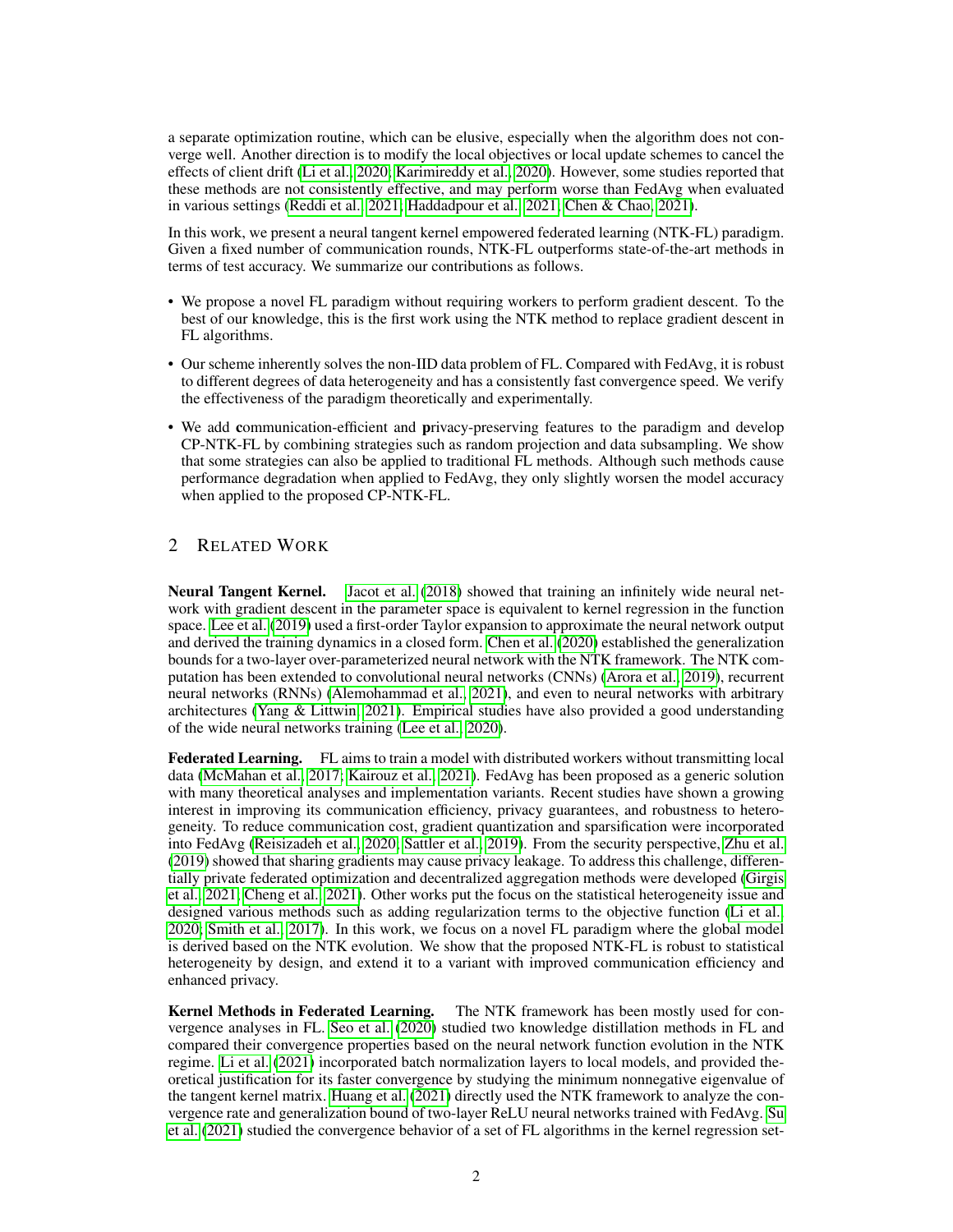a separate optimization routine, which can be elusive, especially when the algorithm does not converge well. Another direction is to modify the local objectives or local update schemes to cancel the effects of client drift (Li et al., 2020; Karimireddy et al., 2020). However, some studies reported that these methods are not consistently effective, and may perform worse than FedAvg when evaluated in various settings (Reddi et al., 2021; Haddadpour et al., 2021; Chen & Chao, 2021).

In this work, we present a neural tangent kernel empowered federated learning (NTK-FL) paradigm. Given a fixed number of communication rounds, NTK-FL outperforms state-of-the-art methods in terms of test accuracy. We summarize our contributions as follows.

- We propose a novel FL paradigm without requiring workers to perform gradient descent. To the best of our knowledge, this is the first work using the NTK method to replace gradient descent in FL algorithms.
- Our scheme inherently solves the non-IID data problem of FL. Compared with FedAvg, it is robust to different degrees of data heterogeneity and has a consistently fast convergence speed. We verify the effectiveness of the paradigm theoretically and experimentally.
- We add **c**ommunication-efficient and **p**rivacy-preserving features to the paradigm and develop CP-NTK-FL by combining strategies such as random projection and data subsampling. We show that some strategies can also be applied to traditional FL methods. Although such methods cause performance degradation when applied to FedAvg, they only slightly worsen the model accuracy when applied to the proposed CP-NTK-FL.

## 2 Related Work

**Neural Tangent Kernel.** Jacot et al. (2018) showed that training an infinitely wide neural network with gradient descent in the parameter space is equivalent to kernel regression in the function space. Lee et al. (2019) used a first-order Taylor expansion to approximate the neural network output and derived the training dynamics in a closed form. Chen et al. (2020) established the generalization bounds for a two-layer over-parameterized neural network with the NTK framework. The NTK computation has been extended to convolutional neural networks (CNNs) (Arora et al., 2019), recurrent neural networks (RNNs) (Alemohammad et al., 2021), and even to neural networks with arbitrary architectures (Yang & Littwin, 2021). Empirical studies have also provided a good understanding of the wide neural networks training (Lee et al., 2020).

**Federated Learning.** FL aims to train a model with distributed workers without transmitting local data (McMahan et al., 2017; Kairouz et al., 2021). FedAvg has been proposed as a generic solution with many theoretical analyses and implementation variants. Recent studies have shown a growing interest in improving its communication efficiency, privacy guarantees, and robustness to heterogeneity. To reduce communication cost, gradient quantization and sparsification were incorporated into FedAvg (Reisizadeh et al., 2020; Sattler et al., 2019). From the security perspective, Zhu et al. (2019) showed that sharing gradients may cause privacy leakage. To address this challenge, differentially private federated optimization and decentralized aggregation methods were developed (Girgis et al., 2021; Cheng et al., 2021). Other works put the focus on the statistical heterogeneity issue and designed various methods such as adding regularization terms to the objective function (Li et al., 2020; Smith et al., 2017). In this work, we focus on a novel FL paradigm where the global model is derived based on the NTK evolution. We show that the proposed NTK-FL is robust to statistical heterogeneity by design, and extend it to a variant with improved communication efficiency and enhanced privacy.

**Kernel Methods in Federated Learning.** The NTK framework has been mostly used for convergence analyses in FL. Seo et al. (2020) studied two knowledge distillation methods in FL and compared their convergence properties based on the neural network function evolution in the NTK regime. Li et al. (2021) incorporated batch normalization layers to local models, and provided theoretical justification for its faster convergence by studying the minimum nonnegative eigenvalue of the tangent kernel matrix. Huang et al. (2021) directly used the NTK framework to analyze the convergence rate and generalization bound of two-layer ReLU neural networks trained with FedAvg. Su et al. (2021) studied the convergence behavior of a set of FL algorithms in the kernel regression set-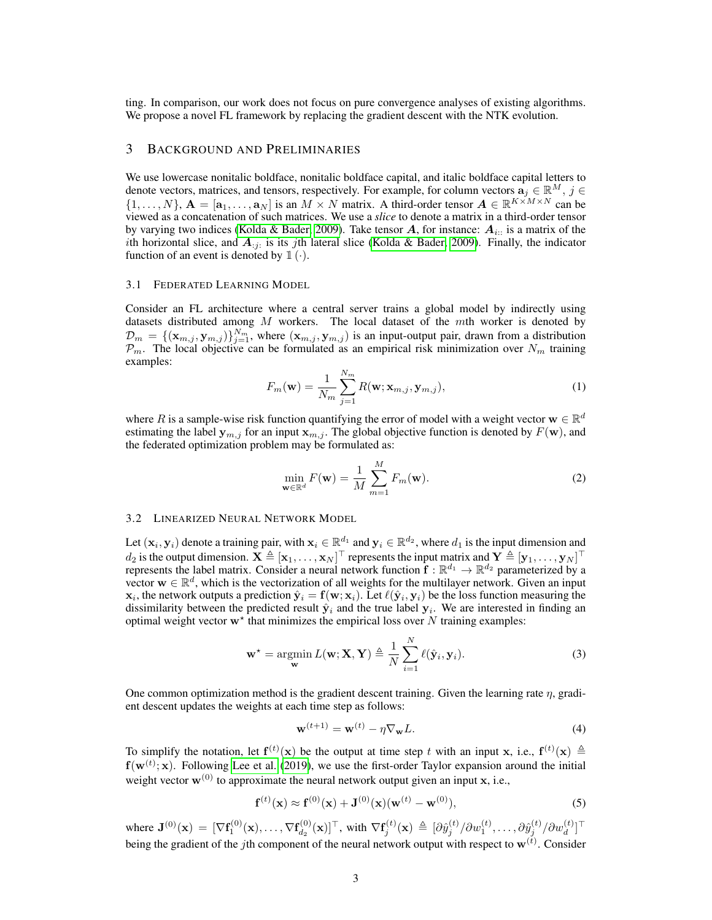ting. In comparison, our work does not focus on pure convergence analyses of existing algorithms. We propose a novel FL framework by replacing the gradient descent with the NTK evolution.

## 3 BACKGROUND AND PRELIMINARIES

We use lowercase nonitalic boldface, nonitalic boldface capital, and italic boldface capital letters to denote vectors, matrices, and tensors, respectively. For example, for column vectors $\mathbf{a}_j \in \mathbb{R}^M$, $j \in \{1, \ldots, N\}$, $\mathbf{A} = [\mathbf{a}_1, \ldots, \mathbf{a}_N]$ is an $M \times N$ matrix. A third-order tensor $\boldsymbol{A} \in \mathbb{R}^{K \times M \times N}$ can be viewed as a concatenation of such matrices. We use a *slice* to denote a matrix in a third-order tensor by varying two indices (Kolda & Bader, 2009). Take tensor $\boldsymbol{A}$, for instance: $\boldsymbol{A}_{i::}$ is a matrix of the $i$th horizontal slice, and $\boldsymbol{A}_{:j:}$ is its $j$th lateral slice (Kolda & Bader, 2009). Finally, the indicator function of an event is denoted by $\mathbb{1}(\cdot)$.

### 3.1 FEDERATED LEARNING MODEL

Consider an FL architecture where a central server trains a global model by indirectly using datasets distributed among $M$ workers. The local dataset of the $m$th worker is denoted by $\mathcal{D}_m = \{(\mathbf{x}_{m,j}, \mathbf{y}_{m,j})\}_{j=1}^{N_m}$, where $(\mathbf{x}_{m,j}, \mathbf{y}_{m,j})$ is an input-output pair, drawn from a distribution $\mathcal{P}_m$. The local objective can be formulated as an empirical risk minimization over $N_m$ training examples:

$$F_m(\mathbf{w}) = \frac{1}{N_m} \sum_{j=1}^{N_m} R(\mathbf{w}; \mathbf{x}_{m,j}, \mathbf{y}_{m,j}), \tag{1}$$

where $R$ is a sample-wise risk function quantifying the error of model with a weight vector $\mathbf{w} \in \mathbb{R}^d$ estimating the label $\mathbf{y}_{m,j}$ for an input $\mathbf{x}_{m,j}$. The global objective function is denoted by $F(\mathbf{w})$, and the federated optimization problem may be formulated as:

$$\min_{\mathbf{w} \in \mathbb{R}^d} F(\mathbf{w}) = \frac{1}{M} \sum_{m=1}^{M} F_m(\mathbf{w}). \tag{2}$$

### 3.2 LINEARIZED NEURAL NETWORK MODEL

Let $(\mathbf{x}_i, \mathbf{y}_i)$ denote a training pair, with $\mathbf{x}_i \in \mathbb{R}^{d_1}$ and $\mathbf{y}_i \in \mathbb{R}^{d_2}$, where $d_1$ is the input dimension and $d_2$ is the output dimension. $\mathbf{X} \triangleq [\mathbf{x}_1, \ldots, \mathbf{x}_N]^\top$ represents the input matrix and $\mathbf{Y} \triangleq [\mathbf{y}_1, \ldots, \mathbf{y}_N]^\top$ represents the label matrix. Consider a neural network function $\mathbf{f} : \mathbb{R}^{d_1} \to \mathbb{R}^{d_2}$ parameterized by a vector $\mathbf{w} \in \mathbb{R}^d$, which is the vectorization of all weights for the multilayer network. Given an input $\mathbf{x}_i$, the network outputs a prediction $\hat{\mathbf{y}}_i = \mathbf{f}(\mathbf{w}; \mathbf{x}_i)$. Let $\ell(\hat{\mathbf{y}}_i, \mathbf{y}_i)$ be the loss function measuring the dissimilarity between the predicted result $\hat{\mathbf{y}}_i$ and the true label $\mathbf{y}_i$. We are interested in finding an optimal weight vector $\mathbf{w}^\star$ that minimizes the empirical loss over $N$ training examples:

$$\mathbf{w}^\star = \underset{\mathbf{w}}{\operatorname{argmin}}\, L(\mathbf{w}; \mathbf{X}, \mathbf{Y}) \triangleq \frac{1}{N} \sum_{i=1}^{N} \ell(\hat{\mathbf{y}}_i, \mathbf{y}_i). \tag{3}$$

One common optimization method is the gradient descent training. Given the learning rate $\eta$, gradient descent updates the weights at each time step as follows:

$$\mathbf{w}^{(t+1)} = \mathbf{w}^{(t)} - \eta \nabla_{\mathbf{w}} L. \tag{4}$$

To simplify the notation, let $\mathbf{f}^{(t)}(\mathbf{x})$ be the output at time step $t$ with an input $\mathbf{x}$, i.e., $\mathbf{f}^{(t)}(\mathbf{x}) \triangleq \mathbf{f}(\mathbf{w}^{(t)}; \mathbf{x})$. Following Lee et al. (2019), we use the first-order Taylor expansion around the initial weight vector $\mathbf{w}^{(0)}$ to approximate the neural network output given an input $\mathbf{x}$, i.e.,

$$\mathbf{f}^{(t)}(\mathbf{x}) \approx \mathbf{f}^{(0)}(\mathbf{x}) + \mathbf{J}^{(0)}(\mathbf{x})(\mathbf{w}^{(t)} - \mathbf{w}^{(0)}), \tag{5}$$

where $\mathbf{J}^{(0)}(\mathbf{x}) = [\nabla \mathbf{f}_1^{(0)}(\mathbf{x}), \ldots, \nabla \mathbf{f}_{d_2}^{(0)}(\mathbf{x})]^\top$, with $\nabla \mathbf{f}_j^{(t)}(\mathbf{x}) \triangleq [\partial \hat{y}_j^{(t)} / \partial w_1^{(t)}, \ldots, \partial \hat{y}_j^{(t)} / \partial w_d^{(t)}]^\top$ being the gradient of the $j$th component of the neural network output with respect to $\mathbf{w}^{(t)}$. Consider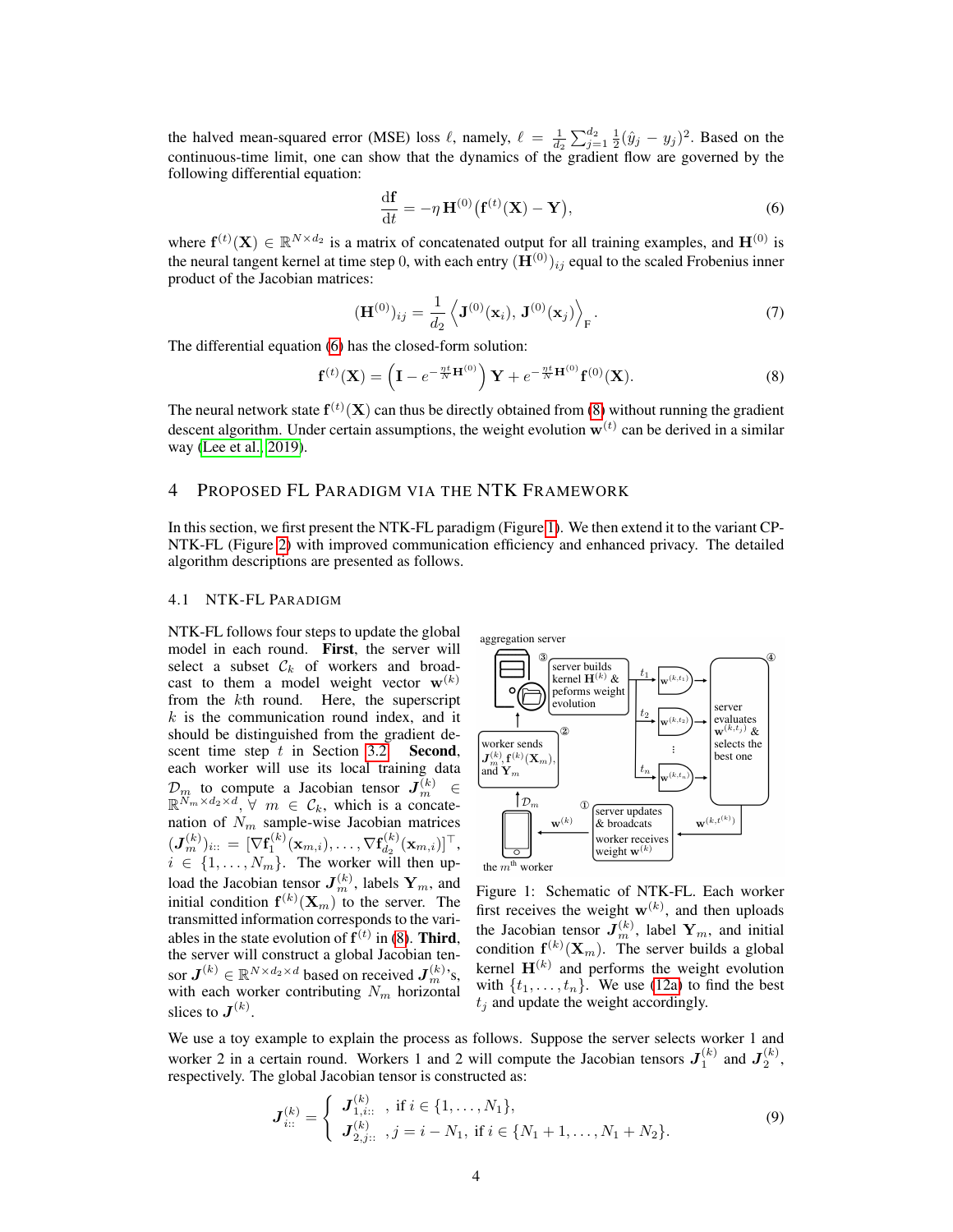the halved mean-squared error (MSE) loss $\ell$, namely, $\ell = \frac{1}{d_2}\sum_{j=1}^{d_2} \frac{1}{2}(\hat{y}_j - y_j)^2$. Based on the continuous-time limit, one can show that the dynamics of the gradient flow are governed by the following differential equation:

$$\frac{\mathrm{d}\mathbf{f}}{\mathrm{d}t} = -\eta\, \mathbf{H}^{(0)}\big(\mathbf{f}^{(t)}(\mathbf{X}) - \mathbf{Y}\big), \tag{6}$$

where $\mathbf{f}^{(t)}(\mathbf{X}) \in \mathbb{R}^{N\times d_2}$ is a matrix of concatenated output for all training examples, and $\mathbf{H}^{(0)}$ is the neural tangent kernel at time step 0, with each entry $(\mathbf{H}^{(0)})_{ij}$ equal to the scaled Frobenius inner product of the Jacobian matrices:

$$(\mathbf{H}^{(0)})_{ij} = \frac{1}{d_2}\left\langle \mathbf{J}^{(0)}(\mathbf{x}_i),\, \mathbf{J}^{(0)}(\mathbf{x}_j)\right\rangle_{\mathrm{F}}. \tag{7}$$

The differential equation (6) has the closed-form solution:

$$\mathbf{f}^{(t)}(\mathbf{X}) = \left(\mathbf{I} - e^{-\frac{\eta t}{N}\mathbf{H}^{(0)}}\right)\mathbf{Y} + e^{-\frac{\eta t}{N}\mathbf{H}^{(0)}}\mathbf{f}^{(0)}(\mathbf{X}). \tag{8}$$

The neural network state $\mathbf{f}^{(t)}(\mathbf{X})$ can thus be directly obtained from (8) without running the gradient descent algorithm. Under certain assumptions, the weight evolution $\mathbf{w}^{(t)}$ can be derived in a similar way (Lee et al., 2019).

## 4 Proposed FL Paradigm via the NTK Framework

In this section, we first present the NTK-FL paradigm (Figure 1). We then extend it to the variant CP-NTK-FL (Figure 2) with improved communication efficiency and enhanced privacy. The detailed algorithm descriptions are presented as follows.

### 4.1 NTK-FL Paradigm

NTK-FL follows four steps to update the global model in each round. **First**, the server will select a subset $\mathcal{C}_k$ of workers and broadcast to them a model weight vector $\mathbf{w}^{(k)}$ from the $k$th round. Here, the superscript $k$ is the communication round index, and it should be distinguished from the gradient descent time step $t$ in Section 3.2. **Second**, each worker will use its local training data $\mathcal{D}_m$ to compute a Jacobian tensor $\boldsymbol{J}_m^{(k)} \in \mathbb{R}^{N_m\times d_2\times d}$, $\forall\ m \in \mathcal{C}_k$, which is a concatenation of $N_m$ sample-wise Jacobian matrices $(\boldsymbol{J}_m^{(k)})_{i::} = [\nabla \mathbf{f}_1^{(k)}(\mathbf{x}_{m,i}), \ldots, \nabla \mathbf{f}_{d_2}^{(k)}(\mathbf{x}_{m,i})]^\top$, $i \in \{1, \ldots, N_m\}$. The worker will then upload the Jacobian tensor $\boldsymbol{J}_m^{(k)}$, labels $\mathbf{Y}_m$, and initial condition $\mathbf{f}^{(k)}(\mathbf{X}_m)$ to the server. The transmitted information corresponds to the variables in the state evolution of $\mathbf{f}^{(t)}$ in (8). **Third**, the server will construct a global Jacobian tensor $\boldsymbol{J}^{(k)} \in \mathbb{R}^{N\times d_2\times d}$ based on received $\boldsymbol{J}_m^{(k)}$'s, with each worker contributing $N_m$ horizontal slices to $\boldsymbol{J}^{(k)}$.

Figure 1: Schematic of NTK-FL. Each worker first receives the weight $\mathbf{w}^{(k)}$, and then uploads the Jacobian tensor $\boldsymbol{J}_m^{(k)}$, label $\mathbf{Y}_m$, and initial condition $\mathbf{f}^{(k)}(\mathbf{X}_m)$. The server builds a global kernel $\mathbf{H}^{(k)}$ and performs the weight evolution with $\{t_1, \ldots, t_n\}$. We use (12a) to find the best $t_j$ and update the weight accordingly.

We use a toy example to explain the process as follows. Suppose the server selects worker 1 and worker 2 in a certain round. Workers 1 and 2 will compute the Jacobian tensors $\boldsymbol{J}_1^{(k)}$ and $\boldsymbol{J}_2^{(k)}$, respectively. The global Jacobian tensor is constructed as:

$$\boldsymbol{J}_{i::}^{(k)} = \begin{cases} \boldsymbol{J}_{1,i::}^{(k)} & ,\text{ if } i \in \{1, \ldots, N_1\}, \\ \boldsymbol{J}_{2,j::}^{(k)} & , j = i - N_1, \text{ if } i \in \{N_1+1, \ldots, N_1+N_2\}. \end{cases} \tag{9}$$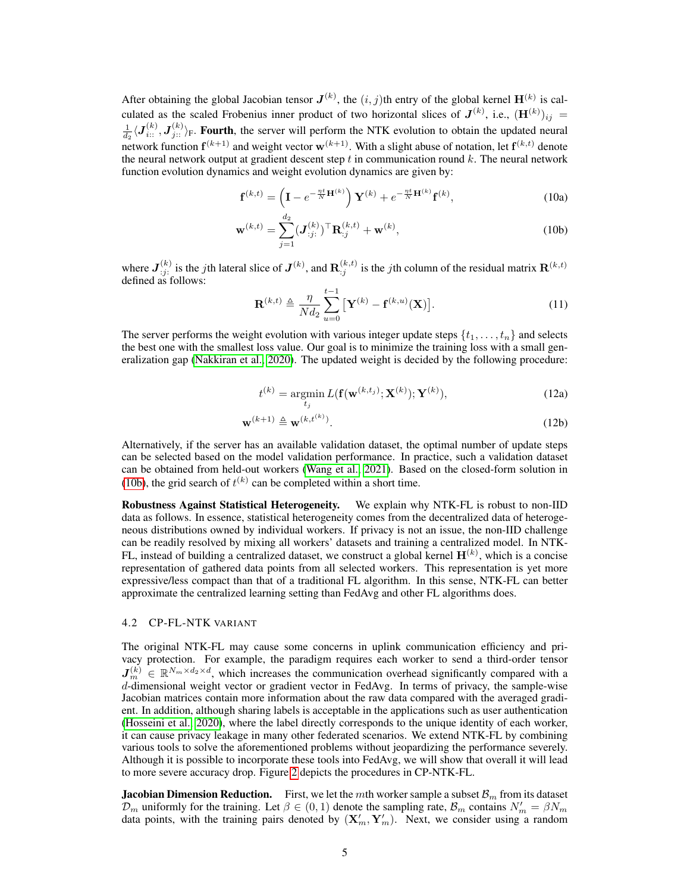After obtaining the global Jacobian tensor $\boldsymbol{J}^{(k)}$, the $(i, j)$th entry of the global kernel $\mathbf{H}^{(k)}$ is calculated as the scaled Frobenius inner product of two horizontal slices of $\boldsymbol{J}^{(k)}$, i.e., $(\mathbf{H}^{(k)})_{ij} = \frac{1}{d_2}\langle \boldsymbol{J}^{(k)}_{i::}, \boldsymbol{J}^{(k)}_{j::}\rangle_{\mathrm{F}}$. **Fourth**, the server will perform the NTK evolution to obtain the updated neural network function $\mathbf{f}^{(k+1)}$ and weight vector $\mathbf{w}^{(k+1)}$. With a slight abuse of notation, let $\mathbf{f}^{(k,t)}$ denote the neural network output at gradient descent step $t$ in communication round $k$. The neural network function evolution dynamics and weight evolution dynamics are given by:

$$\mathbf{f}^{(k,t)} = \left(\mathbf{I} - e^{-\frac{\eta t}{N}\mathbf{H}^{(k)}}\right)\mathbf{Y}^{(k)} + e^{-\frac{\eta t}{N}\mathbf{H}^{(k)}}\mathbf{f}^{(k)}, \tag{10a}$$

$$\mathbf{w}^{(k,t)} = \sum_{j=1}^{d_2} (\boldsymbol{J}^{(k)}_{:j:})^\top \mathbf{R}^{(k,t)}_{:j} + \mathbf{w}^{(k)}, \tag{10b}$$

where $\boldsymbol{J}^{(k)}_{:j:}$ is the $j$th lateral slice of $\boldsymbol{J}^{(k)}$, and $\mathbf{R}^{(k,t)}_{:j}$ is the $j$th column of the residual matrix $\mathbf{R}^{(k,t)}$ defined as follows:

$$\mathbf{R}^{(k,t)} \triangleq \frac{\eta}{N d_2}\sum_{u=0}^{t-1}\left[\mathbf{Y}^{(k)} - \mathbf{f}^{(k,u)}(\mathbf{X})\right]. \tag{11}$$

The server performs the weight evolution with various integer update steps $\{t_1, \ldots, t_n\}$ and selects the best one with the smallest loss value. Our goal is to minimize the training loss with a small generalization gap (Nakkiran et al., 2020). The updated weight is decided by the following procedure:

$$t^{(k)} = \operatorname*{argmin}_{t_j} L(\mathbf{f}(\mathbf{w}^{(k,t_j)}; \mathbf{X}^{(k)}); \mathbf{Y}^{(k)}), \tag{12a}$$

$$\mathbf{w}^{(k+1)} \triangleq \mathbf{w}^{(k,t^{(k)})}. \tag{12b}$$

Alternatively, if the server has an available validation dataset, the optimal number of update steps can be selected based on the model validation performance. In practice, such a validation dataset can be obtained from held-out workers (Wang et al., 2021). Based on the closed-form solution in (10b), the grid search of $t^{(k)}$ can be completed within a short time.

**Robustness Against Statistical Heterogeneity.** We explain why NTK-FL is robust to non-IID data as follows. In essence, statistical heterogeneity comes from the decentralized data of heterogeneous distributions owned by individual workers. If privacy is not an issue, the non-IID challenge can be readily resolved by mixing all workers' datasets and training a centralized model. In NTK-FL, instead of building a centralized dataset, we construct a global kernel $\mathbf{H}^{(k)}$, which is a concise representation of gathered data points from all selected workers. This representation is yet more expressive/less compact than that of a traditional FL algorithm. In this sense, NTK-FL can better approximate the centralized learning setting than FedAvg and other FL algorithms does.

### 4.2 CP-FL-NTK VARIANT

The original NTK-FL may cause some concerns in uplink communication efficiency and privacy protection. For example, the paradigm requires each worker to send a third-order tensor $\boldsymbol{J}^{(k)}_m \in \mathbb{R}^{N_m \times d_2 \times d}$, which increases the communication overhead significantly compared with a $d$-dimensional weight vector or gradient vector in FedAvg. In terms of privacy, the sample-wise Jacobian matrices contain more information about the raw data compared with the averaged gradient. In addition, although sharing labels is acceptable in the applications such as user authentication (Hosseini et al., 2020), where the label directly corresponds to the unique identity of each worker, it can cause privacy leakage in many other federated scenarios. We extend NTK-FL by combining various tools to solve the aforementioned problems without jeopardizing the performance severely. Although it is possible to incorporate these tools into FedAvg, we will show that overall it will lead to more severe accuracy drop. Figure 2 depicts the procedures in CP-NTK-FL.

**Jacobian Dimension Reduction.** First, we let the $m$th worker sample a subset $\mathcal{B}_m$ from its dataset $\mathcal{D}_m$ uniformly for the training. Let $\beta \in (0, 1)$ denote the sampling rate, $\mathcal{B}_m$ contains $N'_m = \beta N_m$ data points, with the training pairs denoted by $(\mathbf{X}'_m, \mathbf{Y}'_m)$. Next, we consider using a random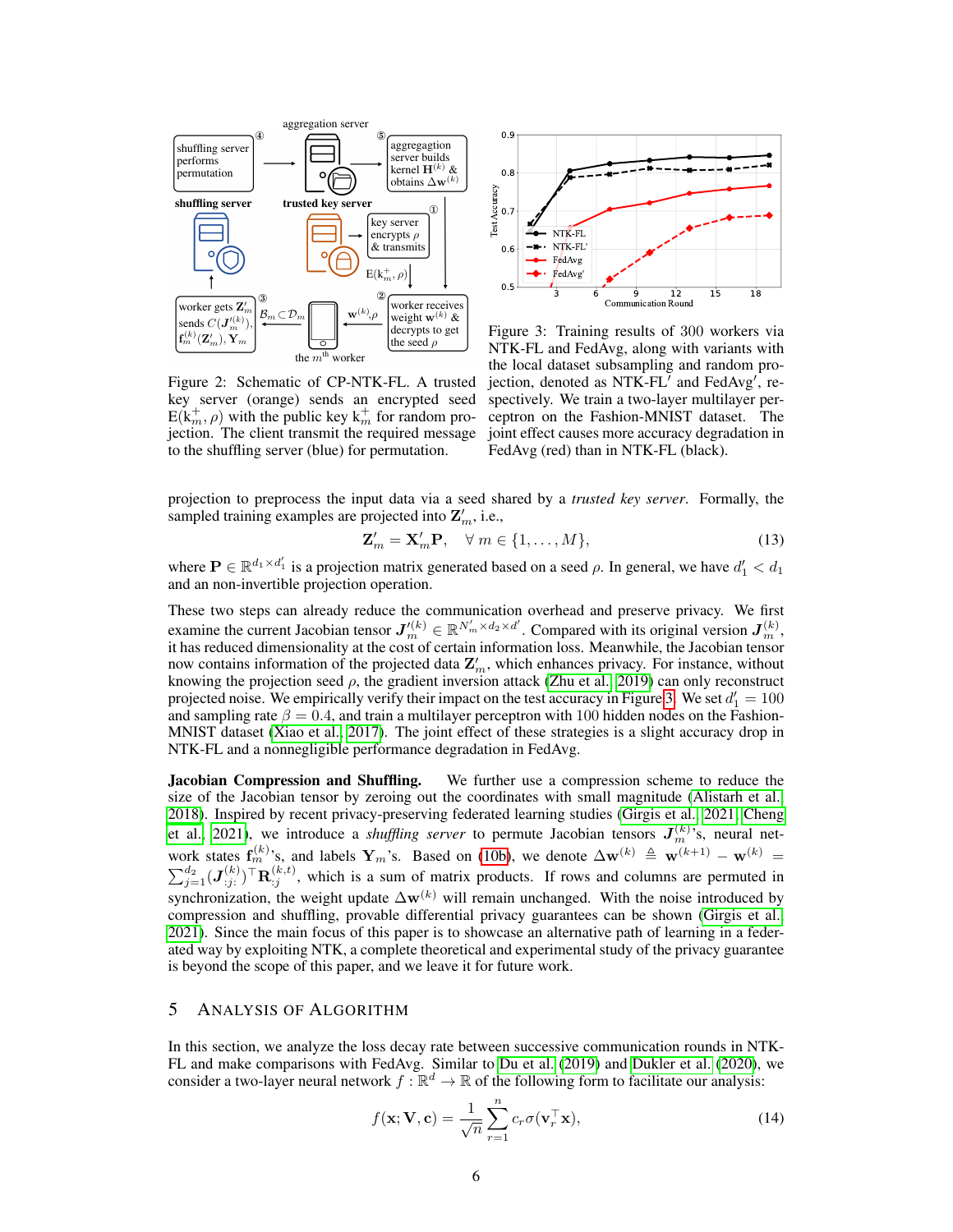Figure 2: Schematic of CP-NTK-FL. A trusted key server (orange) sends an encrypted seed $\mathrm{E}(\mathrm{k}_m^+, \rho)$ with the public key $\mathrm{k}_m^+$ for random projection. The client transmit the required message to the shuffling server (blue) for permutation.

Figure 3: Training results of 300 workers via NTK-FL and FedAvg, along with variants with the local dataset subsampling and random projection, denoted as NTK-FL′ and FedAvg′, respectively. We train a two-layer multilayer perceptron on the Fashion-MNIST dataset. The joint effect causes more accuracy degradation in FedAvg (red) than in NTK-FL (black).

projection to preprocess the input data via a seed shared by a *trusted key server*. Formally, the sampled training examples are projected into $\mathbf{Z}'_m$, i.e.,

$$\mathbf{Z}'_m = \mathbf{X}'_m \mathbf{P}, \quad \forall\, m \in \{1, \ldots, M\}, \tag{13}$$

where $\mathbf{P} \in \mathbb{R}^{d_1 \times d'_1}$ is a projection matrix generated based on a seed $\rho$. In general, we have $d'_1 < d_1$ and an non-invertible projection operation.

These two steps can already reduce the communication overhead and preserve privacy. We first examine the current Jacobian tensor $\boldsymbol{J}_m'^{(k)} \in \mathbb{R}^{N'_m \times d_2 \times d'}$. Compared with its original version $\boldsymbol{J}_m^{(k)}$, it has reduced dimensionality at the cost of certain information loss. Meanwhile, the Jacobian tensor now contains information of the projected data $\mathbf{Z}'_m$, which enhances privacy. For instance, without knowing the projection seed $\rho$, the gradient inversion attack (Zhu et al., 2019) can only reconstruct projected noise. We empirically verify their impact on the test accuracy in Figure 3. We set $d'_1 = 100$ and sampling rate $\beta = 0.4$, and train a multilayer perceptron with 100 hidden nodes on the Fashion-MNIST dataset (Xiao et al., 2017). The joint effect of these strategies is a slight accuracy drop in NTK-FL and a nonnegligible performance degradation in FedAvg.

**Jacobian Compression and Shuffling.** We further use a compression scheme to reduce the size of the Jacobian tensor by zeroing out the coordinates with small magnitude (Alistarh et al., 2018). Inspired by recent privacy-preserving federated learning studies (Girgis et al., 2021; Cheng et al., 2021), we introduce a *shuffling server* to permute Jacobian tensors $\boldsymbol{J}_m^{(k)}$'s, neural network states $\mathbf{f}_m^{(k)}$'s, and labels $\mathbf{Y}_m$'s. Based on (10b), we denote $\Delta\mathbf{w}^{(k)} \triangleq \mathbf{w}^{(k+1)} - \mathbf{w}^{(k)} = \sum_{j=1}^{d_2} (\boldsymbol{J}_{:j:}^{(k)})^\top \mathbf{R}_{:j}^{(k,t)}$, which is a sum of matrix products. If rows and columns are permuted in synchronization, the weight update $\Delta\mathbf{w}^{(k)}$ will remain unchanged. With the noise introduced by compression and shuffling, provable differential privacy guarantees can be shown (Girgis et al., 2021). Since the main focus of this paper is to showcase an alternative path of learning in a federated way by exploiting NTK, a complete theoretical and experimental study of the privacy guarantee is beyond the scope of this paper, and we leave it for future work.

## 5 Analysis of Algorithm

In this section, we analyze the loss decay rate between successive communication rounds in NTK-FL and make comparisons with FedAvg. Similar to Du et al. (2019) and Dukler et al. (2020), we consider a two-layer neural network $f : \mathbb{R}^d \to \mathbb{R}$ of the following form to facilitate our analysis:

$$f(\mathbf{x}; \mathbf{V}, \mathbf{c}) = \frac{1}{\sqrt{n}} \sum_{r=1}^{n} c_r \sigma(\mathbf{v}_r^\top \mathbf{x}), \tag{14}$$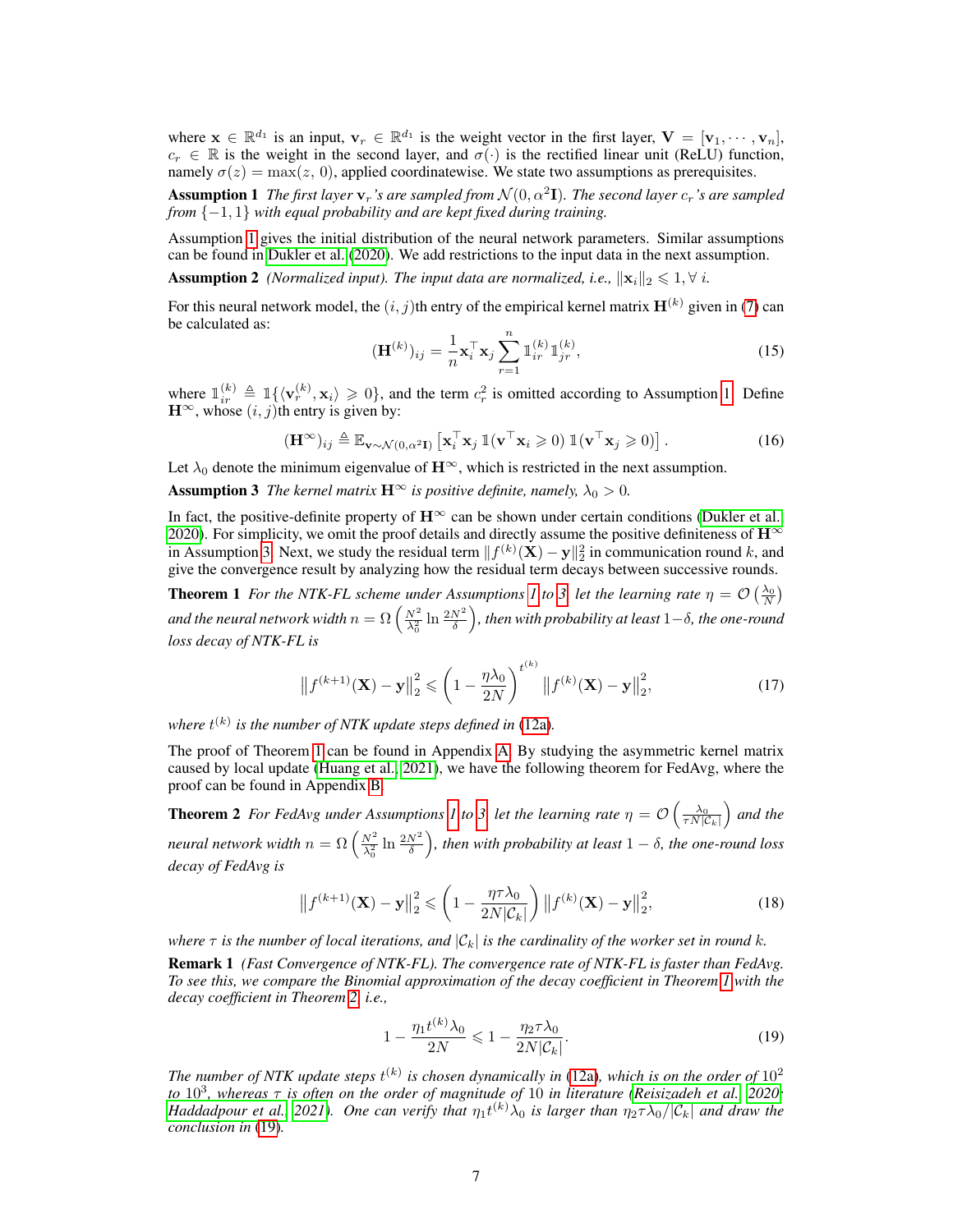where $\mathbf{x} \in \mathbb{R}^{d_1}$ is an input, $\mathbf{v}_r \in \mathbb{R}^{d_1}$ is the weight vector in the first layer, $\mathbf{V} = [\mathbf{v}_1, \cdots, \mathbf{v}_n]$, $c_r \in \mathbb{R}$ is the weight in the second layer, and $\sigma(\cdot)$ is the rectified linear unit (ReLU) function, namely $\sigma(z) = \max(z, 0)$, applied coordinatewise. We state two assumptions as prerequisites.

**Assumption 1** *The first layer $\mathbf{v}_r$'s are sampled from $\mathcal{N}(0, \alpha^2 \mathbf{I})$. The second layer $c_r$'s are sampled from $\{-1, 1\}$ with equal probability and are kept fixed during training.*

Assumption 1 gives the initial distribution of the neural network parameters. Similar assumptions can be found in Dukler et al. (2020). We add restrictions to the input data in the next assumption.

**Assumption 2** *(Normalized input). The input data are normalized, i.e., $\|\mathbf{x}_i\|_2 \leqslant 1, \forall\, i$.*

For this neural network model, the $(i, j)$th entry of the empirical kernel matrix $\mathbf{H}^{(k)}$ given in (7) can be calculated as:

$$(\mathbf{H}^{(k)})_{ij} = \frac{1}{n} \mathbf{x}_i^\top \mathbf{x}_j \sum_{r=1}^{n} \mathbb{1}_{ir}^{(k)} \mathbb{1}_{jr}^{(k)}, \tag{15}$$

where $\mathbb{1}_{ir}^{(k)} \triangleq \mathbb{1}\{\langle \mathbf{v}_r^{(k)}, \mathbf{x}_i \rangle \geqslant 0\}$, and the term $c_r^2$ is omitted according to Assumption 1. Define $\mathbf{H}^\infty$, whose $(i, j)$th entry is given by:

$$(\mathbf{H}^\infty)_{ij} \triangleq \mathbb{E}_{\mathbf{v} \sim \mathcal{N}(0, \alpha^2 \mathbf{I})} \left[ \mathbf{x}_i^\top \mathbf{x}_j \, \mathbb{1}(\mathbf{v}^\top \mathbf{x}_i \geqslant 0) \, \mathbb{1}(\mathbf{v}^\top \mathbf{x}_j \geqslant 0) \right]. \tag{16}$$

Let $\lambda_0$ denote the minimum eigenvalue of $\mathbf{H}^\infty$, which is restricted in the next assumption.

**Assumption 3** *The kernel matrix $\mathbf{H}^\infty$ is positive definite, namely, $\lambda_0 > 0$.*

In fact, the positive-definite property of $\mathbf{H}^\infty$ can be shown under certain conditions (Dukler et al. 2020). For simplicity, we omit the proof details and directly assume the positive definiteness of $\mathbf{H}^\infty$ in Assumption 3. Next, we study the residual term $\|f^{(k)}(\mathbf{X}) - \mathbf{y}\|_2^2$ in communication round $k$, and give the convergence result by analyzing how the residual term decays between successive rounds.

**Theorem 1** *For the NTK-FL scheme under Assumptions 1 to 3, let the learning rate $\eta = \mathcal{O}\left(\frac{\lambda_0}{N}\right)$ and the neural network width $n = \Omega\left(\frac{N^2}{\lambda_0^2} \ln \frac{2N^2}{\delta}\right)$, then with probability at least $1 - \delta$, the one-round loss decay of NTK-FL is*

$$\left\|f^{(k+1)}(\mathbf{X}) - \mathbf{y}\right\|_2^2 \leqslant \left(1 - \frac{\eta \lambda_0}{2N}\right)^{t^{(k)}} \left\|f^{(k)}(\mathbf{X}) - \mathbf{y}\right\|_2^2, \tag{17}$$

*where $t^{(k)}$ is the number of NTK update steps defined in (12a).*

The proof of Theorem 1 can be found in Appendix A. By studying the asymmetric kernel matrix caused by local update (Huang et al. 2021), we have the following theorem for FedAvg, where the proof can be found in Appendix B.

**Theorem 2** *For FedAvg under Assumptions 1 to 3, let the learning rate $\eta = \mathcal{O}\left(\frac{\lambda_0}{\tau N |\mathcal{C}_k|}\right)$ and the neural network width $n = \Omega\left(\frac{N^2}{\lambda_0^2} \ln \frac{2N^2}{\delta}\right)$, then with probability at least $1 - \delta$, the one-round loss decay of FedAvg is*

$$\left\|f^{(k+1)}(\mathbf{X}) - \mathbf{y}\right\|_2^2 \leqslant \left(1 - \frac{\eta \tau \lambda_0}{2N|\mathcal{C}_k|}\right) \left\|f^{(k)}(\mathbf{X}) - \mathbf{y}\right\|_2^2, \tag{18}$$

*where $\tau$ is the number of local iterations, and $|\mathcal{C}_k|$ is the cardinality of the worker set in round $k$.*

**Remark 1** *(Fast Convergence of NTK-FL). The convergence rate of NTK-FL is faster than FedAvg. To see this, we compare the Binomial approximation of the decay coefficient in Theorem 1 with the decay coefficient in Theorem 2, i.e.,*

$$1 - \frac{\eta_1 t^{(k)} \lambda_0}{2N} \leqslant 1 - \frac{\eta_2 \tau \lambda_0}{2N|\mathcal{C}_k|}. \tag{19}$$

*The number of NTK update steps $t^{(k)}$ is chosen dynamically in (12a), which is on the order of $10^2$ to $10^3$, whereas $\tau$ is often on the order of magnitude of 10 in literature (Reisizadeh et al. 2020; Haddadpour et al. 2021). One can verify that $\eta_1 t^{(k)} \lambda_0$ is larger than $\eta_2 \tau \lambda_0 / |\mathcal{C}_k|$ and draw the conclusion in (19).*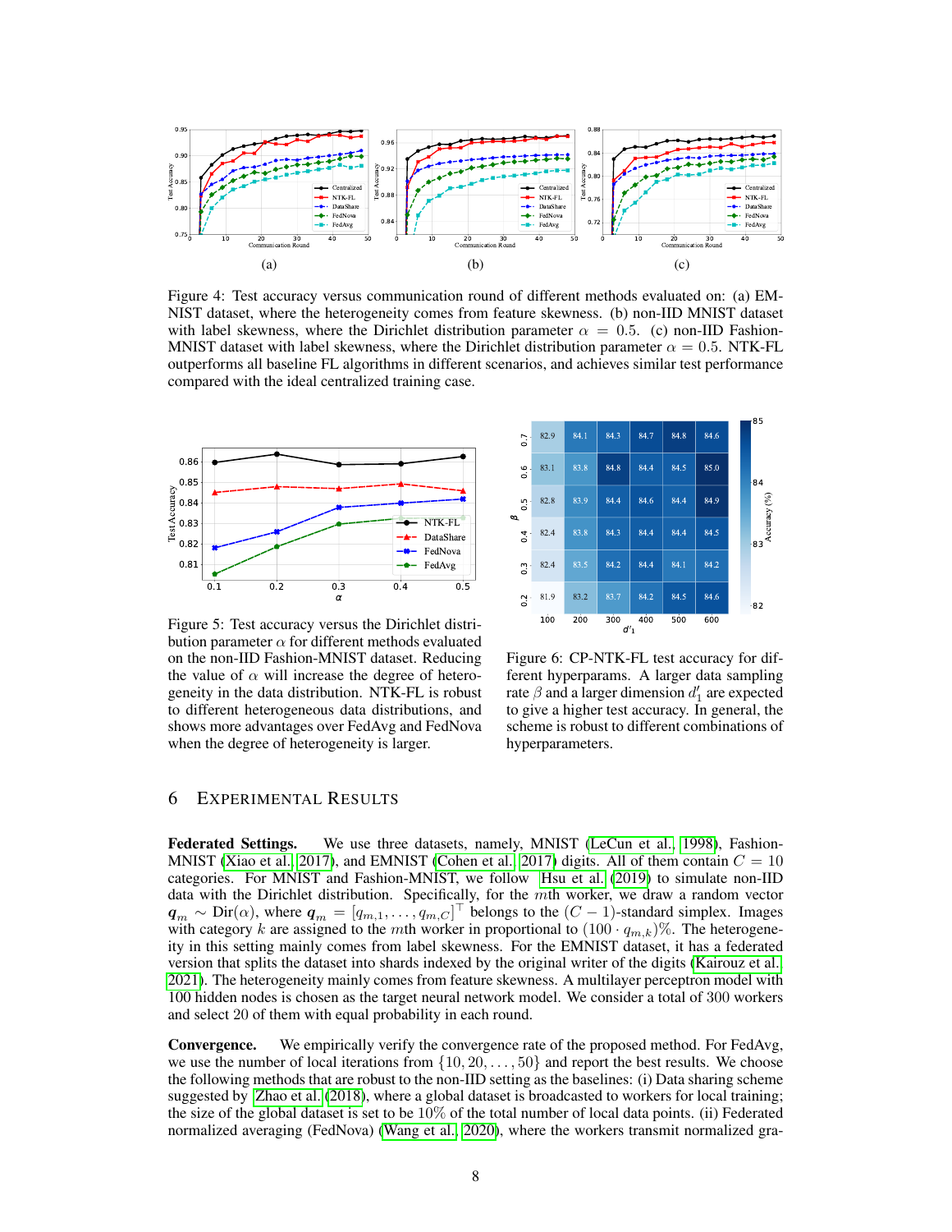Figure 4: Test accuracy versus communication round of different methods evaluated on: (a) EMNIST dataset, where the heterogeneity comes from feature skewness. (b) non-IID MNIST dataset with label skewness, where the Dirichlet distribution parameter $\alpha = 0.5$. (c) non-IID Fashion-MNIST dataset with label skewness, where the Dirichlet distribution parameter $\alpha = 0.5$. NTK-FL outperforms all baseline FL algorithms in different scenarios, and achieves similar test performance compared with the ideal centralized training case.

Figure 5: Test accuracy versus the Dirichlet distribution parameter $\alpha$ for different methods evaluated on the non-IID Fashion-MNIST dataset. Reducing the value of $\alpha$ will increase the degree of heterogeneity in the data distribution. NTK-FL is robust to different heterogeneous data distributions, and shows more advantages over FedAvg and FedNova when the degree of heterogeneity is larger.

Figure 6: CP-NTK-FL test accuracy for different hyperparams. A larger data sampling rate $\beta$ and a larger dimension $d'_1$ are expected to give a higher test accuracy. In general, the scheme is robust to different combinations of hyperparameters.

## 6 Experimental Results

**Federated Settings.** We use three datasets, namely, MNIST (LeCun et al., 1998), Fashion-MNIST (Xiao et al., 2017), and EMNIST (Cohen et al., 2017) digits. All of them contain $C = 10$ categories. For MNIST and Fashion-MNIST, we follow Hsu et al. (2019) to simulate non-IID data with the Dirichlet distribution. Specifically, for the $m$th worker, we draw a random vector $\boldsymbol{q}_m \sim \mathrm{Dir}(\alpha)$, where $\boldsymbol{q}_m = [q_{m,1}, \ldots, q_{m,C}]^\top$ belongs to the $(C-1)$-standard simplex. Images with category $k$ are assigned to the $m$th worker in proportional to $(100 \cdot q_{m,k})\%$. The heterogeneity in this setting mainly comes from label skewness. For the EMNIST dataset, it has a federated version that splits the dataset into shards indexed by the original writer of the digits (Kairouz et al., 2021). The heterogeneity mainly comes from feature skewness. A multilayer perceptron model with 100 hidden nodes is chosen as the target neural network model. We consider a total of 300 workers and select 20 of them with equal probability in each round.

**Convergence.** We empirically verify the convergence rate of the proposed method. For FedAvg, we use the number of local iterations from $\{10, 20, \ldots, 50\}$ and report the best results. We choose the following methods that are robust to the non-IID setting as the baselines: (i) Data sharing scheme suggested by Zhao et al. (2018), where a global dataset is broadcasted to workers for local training; the size of the global dataset is set to be 10% of the total number of local data points. (ii) Federated normalized averaging (FedNova) (Wang et al., 2020), where the workers transmit normalized gra-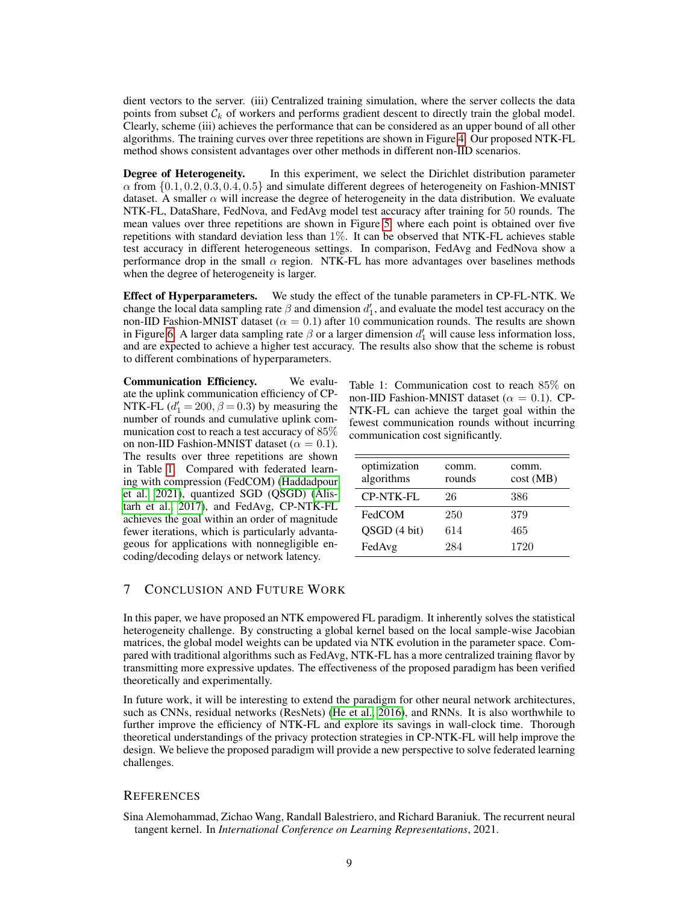dient vectors to the server. (iii) Centralized training simulation, where the server collects the data points from subset $\mathcal{C}_k$ of workers and performs gradient descent to directly train the global model. Clearly, scheme (iii) achieves the performance that can be considered as an upper bound of all other algorithms. The training curves over three repetitions are shown in Figure 4. Our proposed NTK-FL method shows consistent advantages over other methods in different non-IID scenarios.

**Degree of Heterogeneity.** In this experiment, we select the Dirichlet distribution parameter $\alpha$ from $\{0.1, 0.2, 0.3, 0.4, 0.5\}$ and simulate different degrees of heterogeneity on Fashion-MNIST dataset. A smaller $\alpha$ will increase the degree of heterogeneity in the data distribution. We evaluate NTK-FL, DataShare, FedNova, and FedAvg model test accuracy after training for $50$ rounds. The mean values over three repetitions are shown in Figure 5, where each point is obtained over five repetitions with standard deviation less than $1\%$. It can be observed that NTK-FL achieves stable test accuracy in different heterogeneous settings. In comparison, FedAvg and FedNova show a performance drop in the small $\alpha$ region. NTK-FL has more advantages over baselines methods when the degree of heterogeneity is larger.

**Effect of Hyperparameters.** We study the effect of the tunable parameters in CP-FL-NTK. We change the local data sampling rate $\beta$ and dimension $d_1'$, and evaluate the model test accuracy on the non-IID Fashion-MNIST dataset ($\alpha = 0.1$) after $10$ communication rounds. The results are shown in Figure 6. A larger data sampling rate $\beta$ or a larger dimension $d_1'$ will cause less information loss, and are expected to achieve a higher test accuracy. The results also show that the scheme is robust to different combinations of hyperparameters.

**Communication Efficiency.** We evaluate the uplink communication efficiency of CP-NTK-FL ($d_1' = 200, \beta = 0.3$) by measuring the number of rounds and cumulative uplink communication cost to reach a test accuracy of $85\%$ on non-IID Fashion-MNIST dataset ($\alpha = 0.1$). The results over three repetitions are shown in Table 1. Compared with federated learning with compression (FedCOM) (Haddadpour et al., 2021), quantized SGD (QSGD) (Alistarh et al., 2017), and FedAvg, CP-NTK-FL achieves the goal within an order of magnitude fewer iterations, which is particularly advantageous for applications with nonnegligible encoding/decoding delays or network latency.

Table 1: Communication cost to reach $85\%$ on non-IID Fashion-MNIST dataset ($\alpha = 0.1$). CP-NTK-FL can achieve the target goal within the fewest communication rounds without incurring communication cost significantly.

| optimization algorithms | comm. rounds | comm. cost (MB) |
|---|---|---|
| CP-NTK-FL | 26 | 386 |
| FedCOM | 250 | 379 |
| QSGD (4 bit) | 614 | 465 |
| FedAvg | 284 | 1720 |

## 7 Conclusion and Future Work

In this paper, we have proposed an NTK empowered FL paradigm. It inherently solves the statistical heterogeneity challenge. By constructing a global kernel based on the local sample-wise Jacobian matrices, the global model weights can be updated via NTK evolution in the parameter space. Compared with traditional algorithms such as FedAvg, NTK-FL has a more centralized training flavor by transmitting more expressive updates. The effectiveness of the proposed paradigm has been verified theoretically and experimentally.

In future work, it will be interesting to extend the paradigm for other neural network architectures, such as CNNs, residual networks (ResNets) (He et al., 2016), and RNNs. It is also worthwhile to further improve the efficiency of NTK-FL and explore its savings in wall-clock time. Thorough theoretical understandings of the privacy protection strategies in CP-NTK-FL will help improve the design. We believe the proposed paradigm will provide a new perspective to solve federated learning challenges.

## References

Sina Alemohammad, Zichao Wang, Randall Balestriero, and Richard Baraniuk. The recurrent neural tangent kernel. In *International Conference on Learning Representations*, 2021.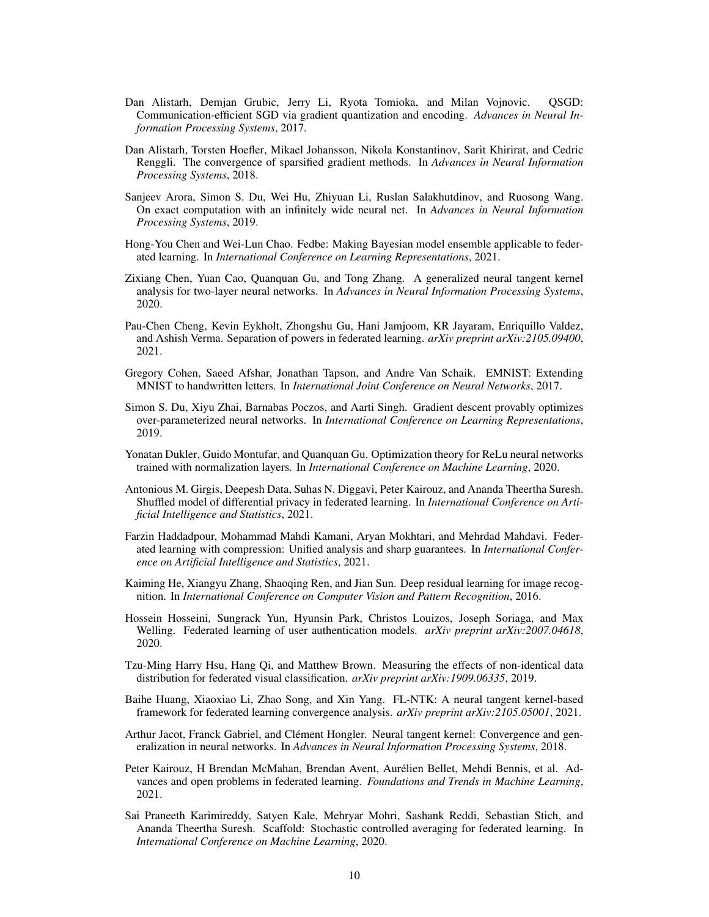Dan Alistarh, Demjan Grubic, Jerry Li, Ryota Tomioka, and Milan Vojnovic. QSGD: Communication-efficient SGD via gradient quantization and encoding. *Advances in Neural Information Processing Systems*, 2017.

Dan Alistarh, Torsten Hoefler, Mikael Johansson, Nikola Konstantinov, Sarit Khirirat, and Cedric Renggli. The convergence of sparsified gradient methods. In *Advances in Neural Information Processing Systems*, 2018.

Sanjeev Arora, Simon S. Du, Wei Hu, Zhiyuan Li, Ruslan Salakhutdinov, and Ruosong Wang. On exact computation with an infinitely wide neural net. In *Advances in Neural Information Processing Systems*, 2019.

Hong-You Chen and Wei-Lun Chao. Fedbe: Making Bayesian model ensemble applicable to federated learning. In *International Conference on Learning Representations*, 2021.

Zixiang Chen, Yuan Cao, Quanquan Gu, and Tong Zhang. A generalized neural tangent kernel analysis for two-layer neural networks. In *Advances in Neural Information Processing Systems*, 2020.

Pau-Chen Cheng, Kevin Eykholt, Zhongshu Gu, Hani Jamjoom, KR Jayaram, Enriquillo Valdez, and Ashish Verma. Separation of powers in federated learning. *arXiv preprint arXiv:2105.09400*, 2021.

Gregory Cohen, Saeed Afshar, Jonathan Tapson, and Andre Van Schaik. EMNIST: Extending MNIST to handwritten letters. In *International Joint Conference on Neural Networks*, 2017.

Simon S. Du, Xiyu Zhai, Barnabas Poczos, and Aarti Singh. Gradient descent provably optimizes over-parameterized neural networks. In *International Conference on Learning Representations*, 2019.

Yonatan Dukler, Guido Montufar, and Quanquan Gu. Optimization theory for ReLu neural networks trained with normalization layers. In *International Conference on Machine Learning*, 2020.

Antonious M. Girgis, Deepesh Data, Suhas N. Diggavi, Peter Kairouz, and Ananda Theertha Suresh. Shuffled model of differential privacy in federated learning. In *International Conference on Artificial Intelligence and Statistics*, 2021.

Farzin Haddadpour, Mohammad Mahdi Kamani, Aryan Mokhtari, and Mehrdad Mahdavi. Federated learning with compression: Unified analysis and sharp guarantees. In *International Conference on Artificial Intelligence and Statistics*, 2021.

Kaiming He, Xiangyu Zhang, Shaoqing Ren, and Jian Sun. Deep residual learning for image recognition. In *International Conference on Computer Vision and Pattern Recognition*, 2016.

Hossein Hosseini, Sungrack Yun, Hyunsin Park, Christos Louizos, Joseph Soriaga, and Max Welling. Federated learning of user authentication models. *arXiv preprint arXiv:2007.04618*, 2020.

Tzu-Ming Harry Hsu, Hang Qi, and Matthew Brown. Measuring the effects of non-identical data distribution for federated visual classification. *arXiv preprint arXiv:1909.06335*, 2019.

Baihe Huang, Xiaoxiao Li, Zhao Song, and Xin Yang. FL-NTK: A neural tangent kernel-based framework for federated learning convergence analysis. *arXiv preprint arXiv:2105.05001*, 2021.

Arthur Jacot, Franck Gabriel, and Clément Hongler. Neural tangent kernel: Convergence and generalization in neural networks. In *Advances in Neural Information Processing Systems*, 2018.

Peter Kairouz, H Brendan McMahan, Brendan Avent, Aurélien Bellet, Mehdi Bennis, et al. Advances and open problems in federated learning. *Foundations and Trends in Machine Learning*, 2021.

Sai Praneeth Karimireddy, Satyen Kale, Mehryar Mohri, Sashank Reddi, Sebastian Stich, and Ananda Theertha Suresh. Scaffold: Stochastic controlled averaging for federated learning. In *International Conference on Machine Learning*, 2020.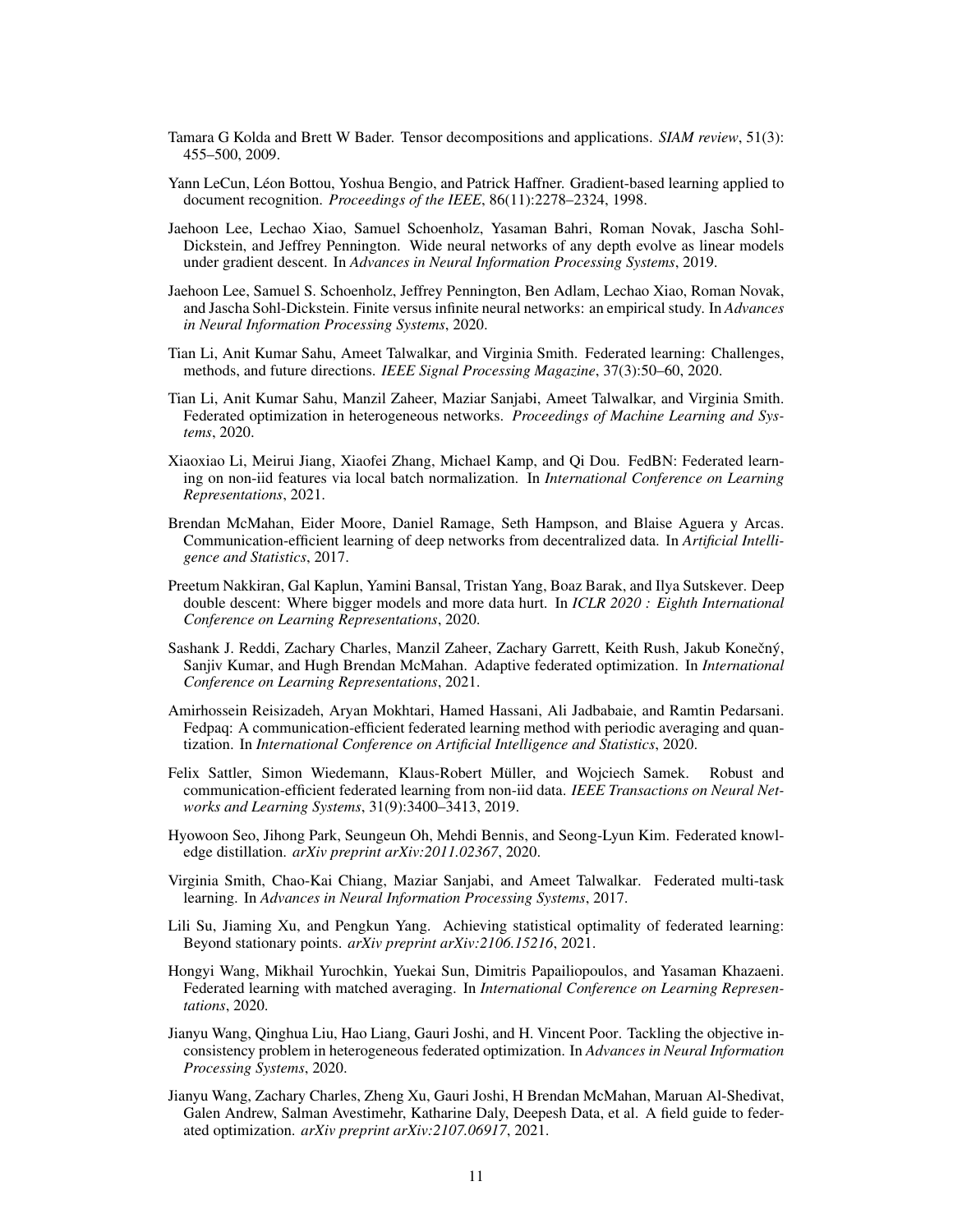Tamara G Kolda and Brett W Bader. Tensor decompositions and applications. *SIAM review*, 51(3): 455–500, 2009.

Yann LeCun, Léon Bottou, Yoshua Bengio, and Patrick Haffner. Gradient-based learning applied to document recognition. *Proceedings of the IEEE*, 86(11):2278–2324, 1998.

Jaehoon Lee, Lechao Xiao, Samuel Schoenholz, Yasaman Bahri, Roman Novak, Jascha Sohl-Dickstein, and Jeffrey Pennington. Wide neural networks of any depth evolve as linear models under gradient descent. In *Advances in Neural Information Processing Systems*, 2019.

Jaehoon Lee, Samuel S. Schoenholz, Jeffrey Pennington, Ben Adlam, Lechao Xiao, Roman Novak, and Jascha Sohl-Dickstein. Finite versus infinite neural networks: an empirical study. In *Advances in Neural Information Processing Systems*, 2020.

Tian Li, Anit Kumar Sahu, Ameet Talwalkar, and Virginia Smith. Federated learning: Challenges, methods, and future directions. *IEEE Signal Processing Magazine*, 37(3):50–60, 2020.

Tian Li, Anit Kumar Sahu, Manzil Zaheer, Maziar Sanjabi, Ameet Talwalkar, and Virginia Smith. Federated optimization in heterogeneous networks. *Proceedings of Machine Learning and Systems*, 2020.

Xiaoxiao Li, Meirui Jiang, Xiaofei Zhang, Michael Kamp, and Qi Dou. FedBN: Federated learning on non-iid features via local batch normalization. In *International Conference on Learning Representations*, 2021.

Brendan McMahan, Eider Moore, Daniel Ramage, Seth Hampson, and Blaise Aguera y Arcas. Communication-efficient learning of deep networks from decentralized data. In *Artificial Intelligence and Statistics*, 2017.

Preetum Nakkiran, Gal Kaplun, Yamini Bansal, Tristan Yang, Boaz Barak, and Ilya Sutskever. Deep double descent: Where bigger models and more data hurt. In *ICLR 2020 : Eighth International Conference on Learning Representations*, 2020.

Sashank J. Reddi, Zachary Charles, Manzil Zaheer, Zachary Garrett, Keith Rush, Jakub Konečný, Sanjiv Kumar, and Hugh Brendan McMahan. Adaptive federated optimization. In *International Conference on Learning Representations*, 2021.

Amirhossein Reisizadeh, Aryan Mokhtari, Hamed Hassani, Ali Jadbabaie, and Ramtin Pedarsani. Fedpaq: A communication-efficient federated learning method with periodic averaging and quantization. In *International Conference on Artificial Intelligence and Statistics*, 2020.

Felix Sattler, Simon Wiedemann, Klaus-Robert Müller, and Wojciech Samek. Robust and communication-efficient federated learning from non-iid data. *IEEE Transactions on Neural Networks and Learning Systems*, 31(9):3400–3413, 2019.

Hyowoon Seo, Jihong Park, Seungeun Oh, Mehdi Bennis, and Seong-Lyun Kim. Federated knowledge distillation. *arXiv preprint arXiv:2011.02367*, 2020.

Virginia Smith, Chao-Kai Chiang, Maziar Sanjabi, and Ameet Talwalkar. Federated multi-task learning. In *Advances in Neural Information Processing Systems*, 2017.

Lili Su, Jiaming Xu, and Pengkun Yang. Achieving statistical optimality of federated learning: Beyond stationary points. *arXiv preprint arXiv:2106.15216*, 2021.

Hongyi Wang, Mikhail Yurochkin, Yuekai Sun, Dimitris Papailiopoulos, and Yasaman Khazaeni. Federated learning with matched averaging. In *International Conference on Learning Representations*, 2020.

Jianyu Wang, Qinghua Liu, Hao Liang, Gauri Joshi, and H. Vincent Poor. Tackling the objective inconsistency problem in heterogeneous federated optimization. In *Advances in Neural Information Processing Systems*, 2020.

Jianyu Wang, Zachary Charles, Zheng Xu, Gauri Joshi, H Brendan McMahan, Maruan Al-Shedivat, Galen Andrew, Salman Avestimehr, Katharine Daly, Deepesh Data, et al. A field guide to federated optimization. *arXiv preprint arXiv:2107.06917*, 2021.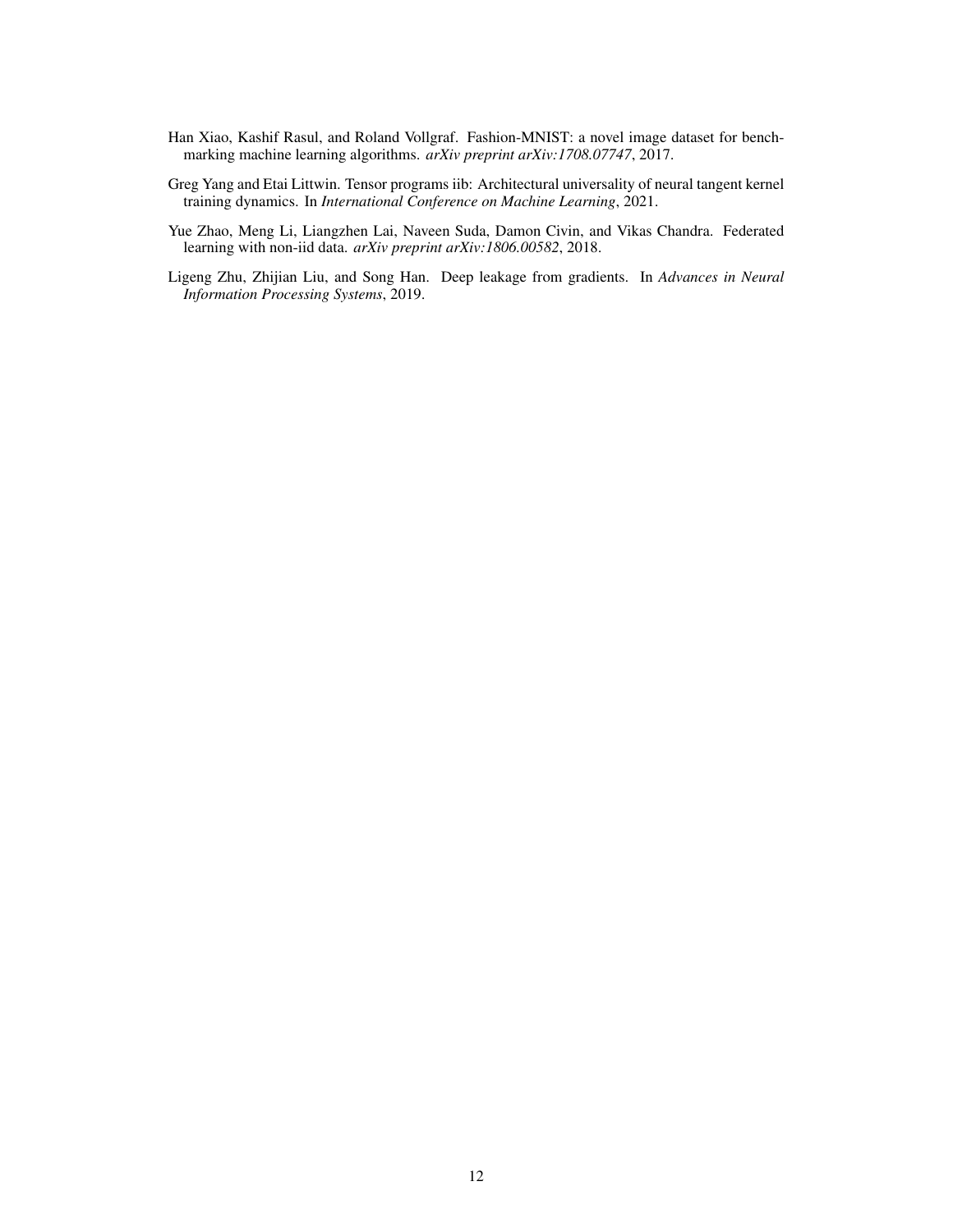Han Xiao, Kashif Rasul, and Roland Vollgraf. Fashion-MNIST: a novel image dataset for benchmarking machine learning algorithms. *arXiv preprint arXiv:1708.07747*, 2017.

Greg Yang and Etai Littwin. Tensor programs iib: Architectural universality of neural tangent kernel training dynamics. In *International Conference on Machine Learning*, 2021.

Yue Zhao, Meng Li, Liangzhen Lai, Naveen Suda, Damon Civin, and Vikas Chandra. Federated learning with non-iid data. *arXiv preprint arXiv:1806.00582*, 2018.

Ligeng Zhu, Zhijian Liu, and Song Han. Deep leakage from gradients. In *Advances in Neural Information Processing Systems*, 2019.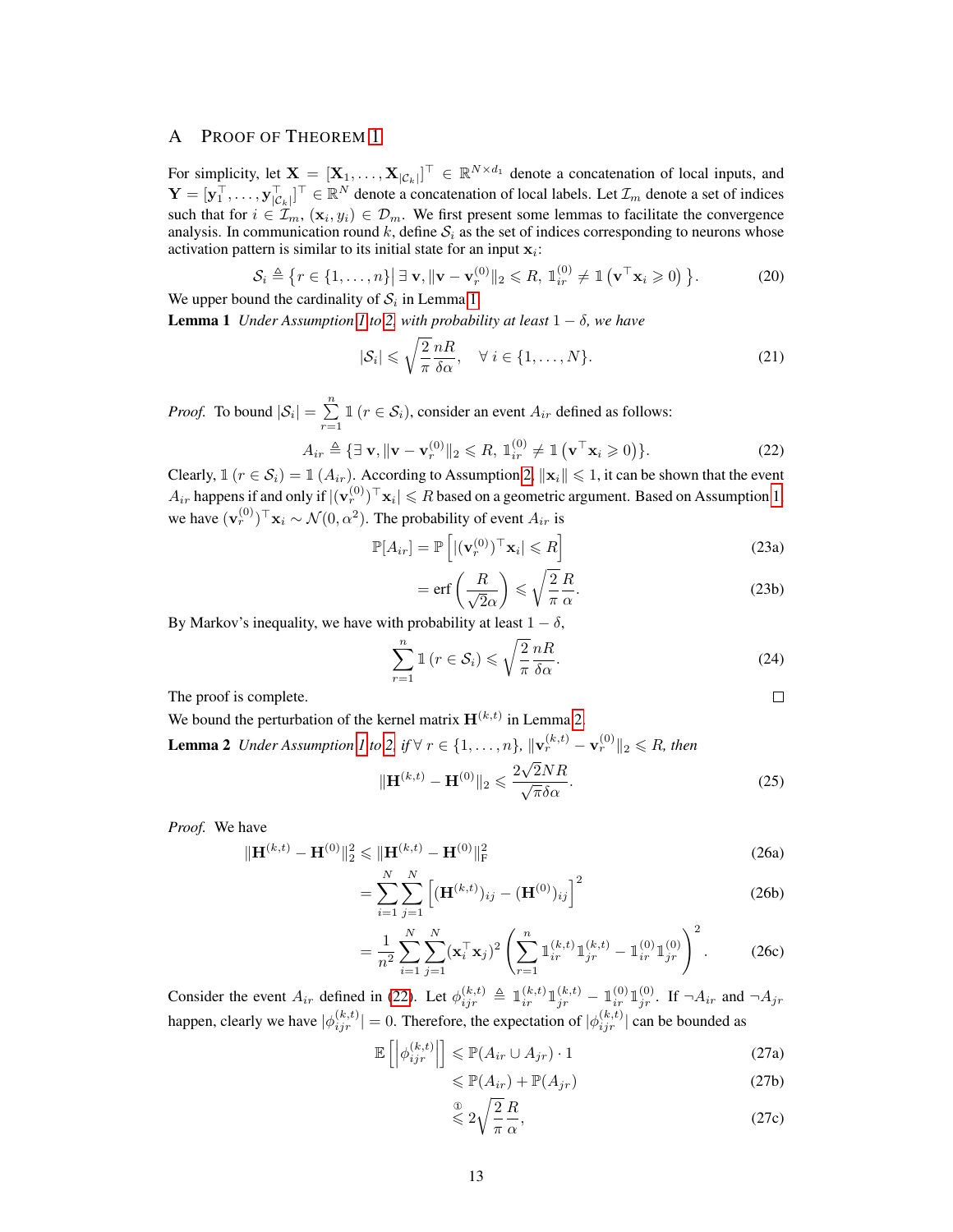# A Proof of Theorem 1

For simplicity, let $\mathbf{X} = [\mathbf{X}_1, \ldots, \mathbf{X}_{|\mathcal{C}_k|}]^\top \in \mathbb{R}^{N \times d_1}$ denote a concatenation of local inputs, and $\mathbf{Y} = [\mathbf{y}_1^\top, \ldots, \mathbf{y}_{|\mathcal{C}_k|}^\top]^\top \in \mathbb{R}^N$ denote a concatenation of local labels. Let $\mathcal{I}_m$ denote a set of indices such that for $i \in \mathcal{I}_m$, $(\mathbf{x}_i, y_i) \in \mathcal{D}_m$. We first present some lemmas to facilitate the convergence analysis. In communication round $k$, define $\mathcal{S}_i$ as the set of indices corresponding to neurons whose activation pattern is similar to its initial state for an input $\mathbf{x}_i$:

$$\mathcal{S}_i \triangleq \left\{ r \in \{1, \ldots, n\} \middle| \, \exists \, \mathbf{v}, \|\mathbf{v} - \mathbf{v}_r^{(0)}\|_2 \leqslant R, \, \mathbb{1}_{ir}^{(0)} \neq \mathbb{1}\left(\mathbf{v}^\top \mathbf{x}_i \geqslant 0\right) \right\}. \tag{20}$$

We upper bound the cardinality of $\mathcal{S}_i$ in Lemma 1.

**Lemma 1** *Under Assumption 1 to 2, with probability at least $1 - \delta$, we have*

$$|\mathcal{S}_i| \leqslant \sqrt{\frac{2}{\pi}} \frac{nR}{\delta \alpha}, \quad \forall \, i \in \{1, \ldots, N\}. \tag{21}$$

*Proof.* To bound $|\mathcal{S}_i| = \sum_{r=1}^{n} \mathbb{1}\left(r \in \mathcal{S}_i\right)$, consider an event $A_{ir}$ defined as follows:

$$A_{ir} \triangleq \{\exists \, \mathbf{v}, \|\mathbf{v} - \mathbf{v}_r^{(0)}\|_2 \leqslant R, \, \mathbb{1}_{ir}^{(0)} \neq \mathbb{1}\left(\mathbf{v}^\top \mathbf{x}_i \geqslant 0\right)\}. \tag{22}$$

Clearly, $\mathbb{1}\left(r \in \mathcal{S}_i\right) = \mathbb{1}\left(A_{ir}\right)$. According to Assumption 2, $\|\mathbf{x}_i\| \leqslant 1$, it can be shown that the event $A_{ir}$ happens if and only if $|(\mathbf{v}_r^{(0)})^\top \mathbf{x}_i| \leqslant R$ based on a geometric argument. Based on Assumption 1, we have $(\mathbf{v}_r^{(0)})^\top \mathbf{x}_i \sim \mathcal{N}(0, \alpha^2)$. The probability of event $A_{ir}$ is

$$\mathbb{P}[A_{ir}] = \mathbb{P}\left[|(\mathbf{v}_r^{(0)})^\top \mathbf{x}_i| \leqslant R\right] \tag{23a}$$

$$= \operatorname{erf}\left(\frac{R}{\sqrt{2}\alpha}\right) \leqslant \sqrt{\frac{2}{\pi}} \frac{R}{\alpha}. \tag{23b}$$

By Markov's inequality, we have with probability at least $1 - \delta$,

$$\sum_{r=1}^{n} \mathbb{1}\left(r \in \mathcal{S}_i\right) \leqslant \sqrt{\frac{2}{\pi}} \frac{nR}{\delta \alpha}. \tag{24}$$

The proof is complete. $\square$

We bound the perturbation of the kernel matrix $\mathbf{H}^{(k,t)}$ in Lemma 2.

**Lemma 2** *Under Assumption 1 to 2, if $\forall \, r \in \{1, \ldots, n\}$, $\|\mathbf{v}_r^{(k,t)} - \mathbf{v}_r^{(0)}\|_2 \leqslant R$, then*

$$\|\mathbf{H}^{(k,t)} - \mathbf{H}^{(0)}\|_2 \leqslant \frac{2\sqrt{2}NR}{\sqrt{\pi}\delta\alpha}. \tag{25}$$

*Proof.* We have

$$\|\mathbf{H}^{(k,t)} - \mathbf{H}^{(0)}\|_2^2 \leqslant \|\mathbf{H}^{(k,t)} - \mathbf{H}^{(0)}\|_{\mathrm{F}}^2 \tag{26a}$$

$$= \sum_{i=1}^{N} \sum_{j=1}^{N} \left[(\mathbf{H}^{(k,t)})_{ij} - (\mathbf{H}^{(0)})_{ij}\right]^2 \tag{26b}$$

$$= \frac{1}{n^2} \sum_{i=1}^{N} \sum_{j=1}^{N} (\mathbf{x}_i^\top \mathbf{x}_j)^2 \left(\sum_{r=1}^{n} \mathbb{1}_{ir}^{(k,t)} \mathbb{1}_{jr}^{(k,t)} - \mathbb{1}_{ir}^{(0)} \mathbb{1}_{jr}^{(0)}\right)^2. \tag{26c}$$

Consider the event $A_{ir}$ defined in (22). Let $\phi_{ijr}^{(k,t)} \triangleq \mathbb{1}_{ir}^{(k,t)} \mathbb{1}_{jr}^{(k,t)} - \mathbb{1}_{ir}^{(0)} \mathbb{1}_{jr}^{(0)}$. If $\neg A_{ir}$ and $\neg A_{jr}$ happen, clearly we have $|\phi_{ijr}^{(k,t)}| = 0$. Therefore, the expectation of $|\phi_{ijr}^{(k,t)}|$ can be bounded as

$$\mathbb{E}\left[\left|\phi_{ijr}^{(k,t)}\right|\right] \leqslant \mathbb{P}(A_{ir} \cup A_{jr}) \cdot 1 \tag{27a}$$

$$\leqslant \mathbb{P}(A_{ir}) + \mathbb{P}(A_{jr}) \tag{27b}$$

$$\overset{①}{\leqslant} 2\sqrt{\frac{2}{\pi}} \frac{R}{\alpha}, \tag{27c}$$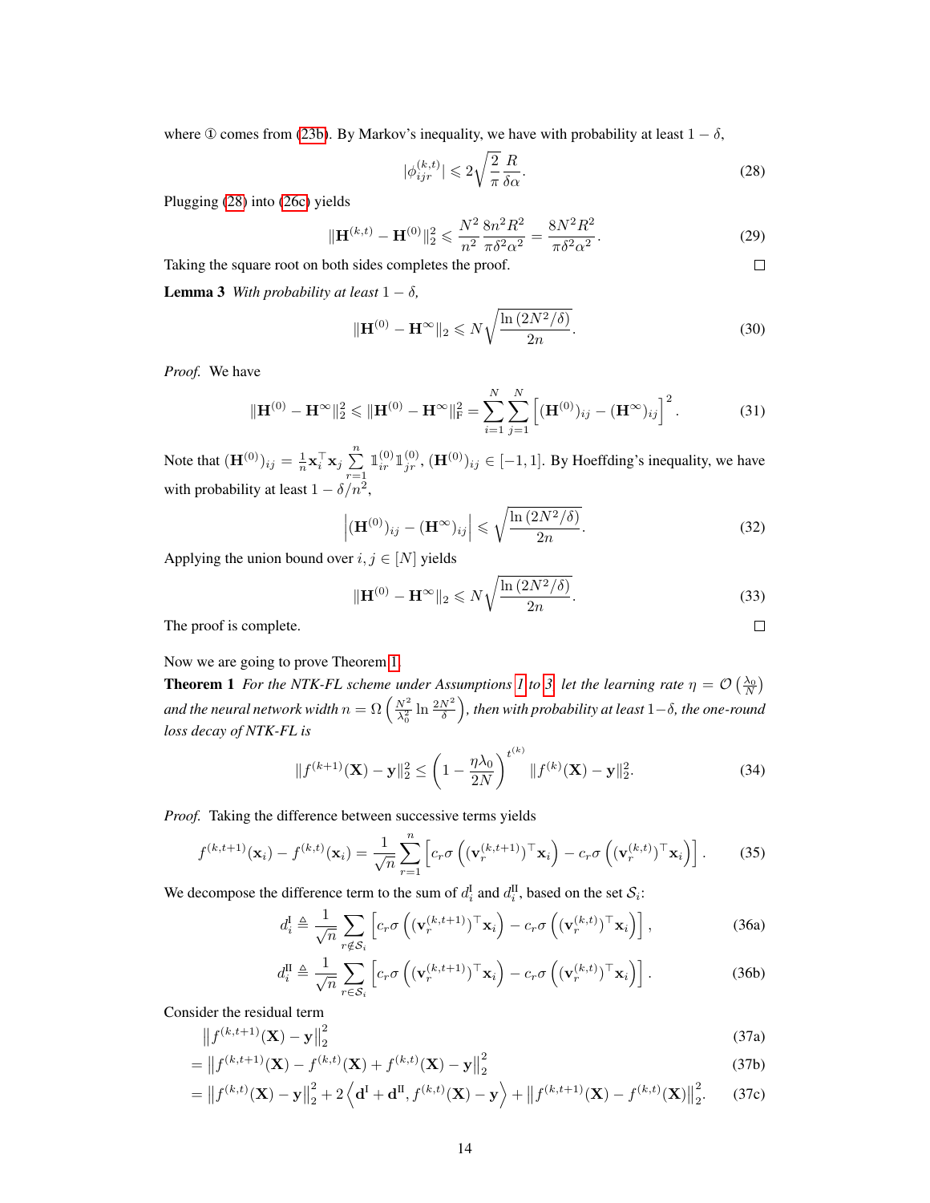where ① comes from (23b). By Markov's inequality, we have with probability at least $1-\delta$,

$$|\phi_{ijr}^{(k,t)}| \leqslant 2\sqrt{\frac{2}{\pi}}\frac{R}{\delta\alpha}. \tag{28}$$

Plugging (28) into (26c) yields

$$\|\mathbf{H}^{(k,t)} - \mathbf{H}^{(0)}\|_2^2 \leqslant \frac{N^2}{n^2}\frac{8n^2R^2}{\pi\delta^2\alpha^2} = \frac{8N^2R^2}{\pi\delta^2\alpha^2}. \tag{29}$$

Taking the square root on both sides completes the proof. $\square$

**Lemma 3** *With probability at least $1-\delta$,*

$$\|\mathbf{H}^{(0)} - \mathbf{H}^{\infty}\|_2 \leqslant N\sqrt{\frac{\ln\left(2N^2/\delta\right)}{2n}}. \tag{30}$$

*Proof.* We have

$$\|\mathbf{H}^{(0)} - \mathbf{H}^{\infty}\|_2^2 \leqslant \|\mathbf{H}^{(0)} - \mathbf{H}^{\infty}\|_{\mathrm{F}}^2 = \sum_{i=1}^{N}\sum_{j=1}^{N}\left[(\mathbf{H}^{(0)})_{ij} - (\mathbf{H}^{\infty})_{ij}\right]^2. \tag{31}$$

Note that $(\mathbf{H}^{(0)})_{ij} = \frac{1}{n}\mathbf{x}_i^\top\mathbf{x}_j\sum_{r=1}^{n}\mathbb{1}_{ir}^{(0)}\mathbb{1}_{jr}^{(0)}$, $(\mathbf{H}^{(0)})_{ij} \in [-1,1]$. By Hoeffding's inequality, we have with probability at least $1-\delta/n^2$,

$$\left|(\mathbf{H}^{(0)})_{ij} - (\mathbf{H}^{\infty})_{ij}\right| \leqslant \sqrt{\frac{\ln\left(2N^2/\delta\right)}{2n}}. \tag{32}$$

Applying the union bound over $i,j \in [N]$ yields

$$\|\mathbf{H}^{(0)} - \mathbf{H}^{\infty}\|_2 \leqslant N\sqrt{\frac{\ln\left(2N^2/\delta\right)}{2n}}. \tag{33}$$

The proof is complete. $\square$

Now we are going to prove Theorem 1.

**Theorem 1** *For the NTK-FL scheme under Assumptions 1 to 3, let the learning rate $\eta = \mathcal{O}\left(\frac{\lambda_0}{N}\right)$ and the neural network width $n = \Omega\left(\frac{N^2}{\lambda_0^2}\ln\frac{2N^2}{\delta}\right)$, then with probability at least $1-\delta$, the one-round loss decay of NTK-FL is*

$$\|f^{(k+1)}(\mathbf{X}) - \mathbf{y}\|_2^2 \leq \left(1 - \frac{\eta\lambda_0}{2N}\right)^{t^{(k)}}\|f^{(k)}(\mathbf{X}) - \mathbf{y}\|_2^2. \tag{34}$$

*Proof.* Taking the difference between successive terms yields

$$f^{(k,t+1)}(\mathbf{x}_i) - f^{(k,t)}(\mathbf{x}_i) = \frac{1}{\sqrt{n}}\sum_{r=1}^{n}\left[c_r\sigma\left((\mathbf{v}_r^{(k,t+1)})^\top\mathbf{x}_i\right) - c_r\sigma\left((\mathbf{v}_r^{(k,t)})^\top\mathbf{x}_i\right)\right]. \tag{35}$$

We decompose the difference term to the sum of $d_i^{\mathrm{I}}$ and $d_i^{\mathrm{II}}$, based on the set $\mathcal{S}_i$:

$$d_i^{\mathrm{I}} \triangleq \frac{1}{\sqrt{n}}\sum_{r\notin\mathcal{S}_i}\left[c_r\sigma\left((\mathbf{v}_r^{(k,t+1)})^\top\mathbf{x}_i\right) - c_r\sigma\left((\mathbf{v}_r^{(k,t)})^\top\mathbf{x}_i\right)\right], \tag{36a}$$

$$d_i^{\mathrm{II}} \triangleq \frac{1}{\sqrt{n}}\sum_{r\in\mathcal{S}_i}\left[c_r\sigma\left((\mathbf{v}_r^{(k,t+1)})^\top\mathbf{x}_i\right) - c_r\sigma\left((\mathbf{v}_r^{(k,t)})^\top\mathbf{x}_i\right)\right]. \tag{36b}$$

Consider the residual term

$$\begin{aligned}
&\left\|f^{(k,t+1)}(\mathbf{X}) - \mathbf{y}\right\|_2^2 && (37a)\\
&= \left\|f^{(k,t+1)}(\mathbf{X}) - f^{(k,t)}(\mathbf{X}) + f^{(k,t)}(\mathbf{X}) - \mathbf{y}\right\|_2^2 && (37b)\\
&= \left\|f^{(k,t)}(\mathbf{X}) - \mathbf{y}\right\|_2^2 + 2\left\langle\mathbf{d}^{\mathrm{I}} + \mathbf{d}^{\mathrm{II}}, f^{(k,t)}(\mathbf{X}) - \mathbf{y}\right\rangle + \left\|f^{(k,t+1)}(\mathbf{X}) - f^{(k,t)}(\mathbf{X})\right\|_2^2. && (37c)
\end{aligned}$$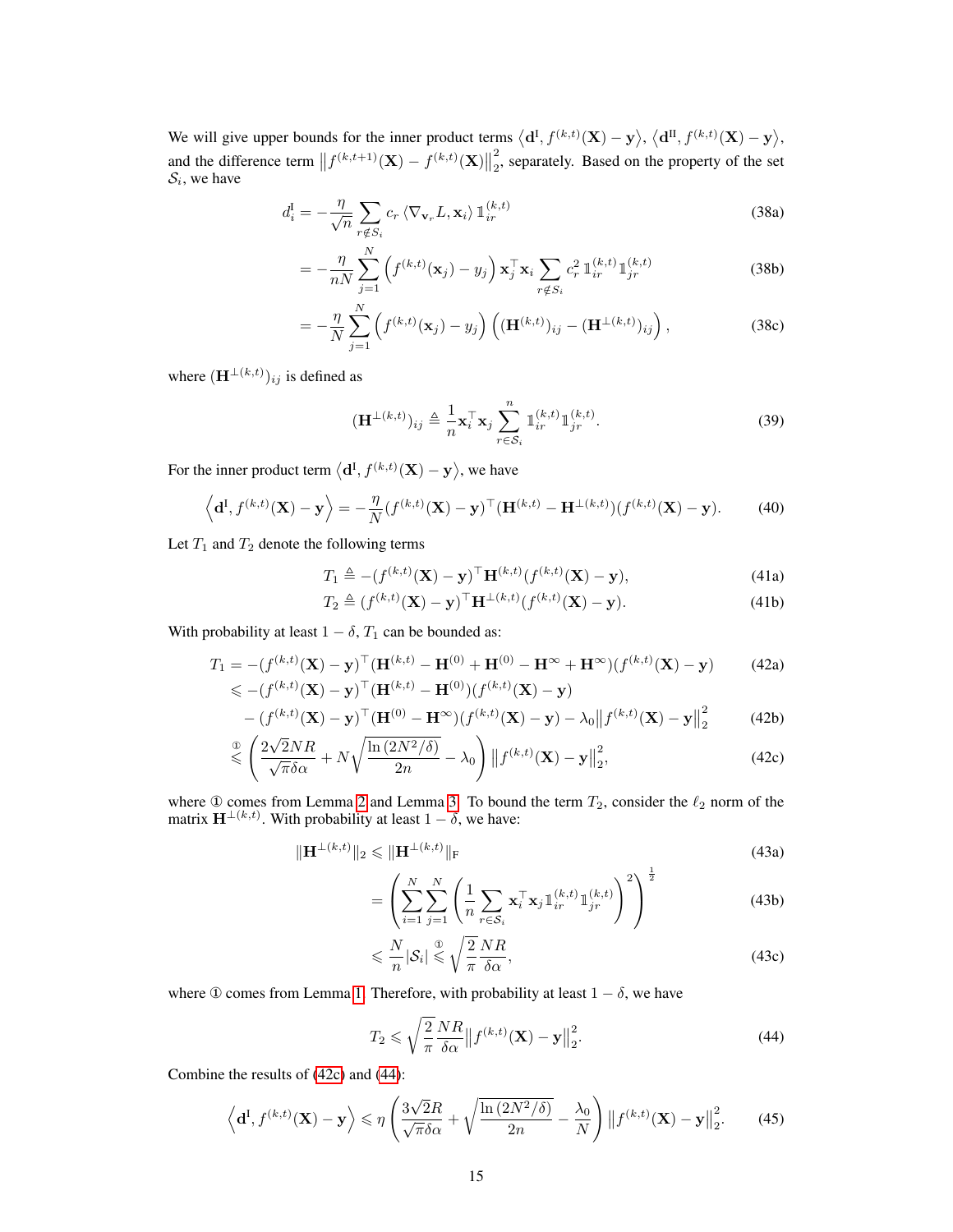We will give upper bounds for the inner product terms $\langle \mathbf{d}^{\mathrm{I}}, f^{(k,t)}(\mathbf{X}) - \mathbf{y} \rangle$, $\langle \mathbf{d}^{\mathrm{II}}, f^{(k,t)}(\mathbf{X}) - \mathbf{y} \rangle$, and the difference term $\left\| f^{(k,t+1)}(\mathbf{X}) - f^{(k,t)}(\mathbf{X}) \right\|_2^2$, separately. Based on the property of the set $\mathcal{S}_i$, we have

$$
\begin{aligned}
d_i^{\mathrm{I}} &= -\frac{\eta}{\sqrt{n}} \sum_{r \notin S_i} c_r \left\langle \nabla_{\mathbf{v}_r} L, \mathbf{x}_i \right\rangle \mathbb{1}_{ir}^{(k,t)} && \text{(38a)} \\
&= -\frac{\eta}{nN} \sum_{j=1}^{N} \left( f^{(k,t)}(\mathbf{x}_j) - y_j \right) \mathbf{x}_j^\top \mathbf{x}_i \sum_{r \notin S_i} c_r^2 \, \mathbb{1}_{ir}^{(k,t)} \mathbb{1}_{jr}^{(k,t)} && \text{(38b)} \\
&= -\frac{\eta}{N} \sum_{j=1}^{N} \left( f^{(k,t)}(\mathbf{x}_j) - y_j \right) \left( (\mathbf{H}^{(k,t)})_{ij} - (\mathbf{H}^{\perp(k,t)})_{ij} \right), && \text{(38c)}
\end{aligned}
$$

where $(\mathbf{H}^{\perp(k,t)})_{ij}$ is defined as

$$
(\mathbf{H}^{\perp(k,t)})_{ij} \triangleq \frac{1}{n} \mathbf{x}_i^\top \mathbf{x}_j \sum_{r \in \mathcal{S}_i}^{n} \mathbb{1}_{ir}^{(k,t)} \mathbb{1}_{jr}^{(k,t)}. \tag{39}
$$

For the inner product term $\langle \mathbf{d}^{\mathrm{I}}, f^{(k,t)}(\mathbf{X}) - \mathbf{y} \rangle$, we have

$$
\left\langle \mathbf{d}^{\mathrm{I}}, f^{(k,t)}(\mathbf{X}) - \mathbf{y} \right\rangle = -\frac{\eta}{N} (f^{(k,t)}(\mathbf{X}) - \mathbf{y})^\top (\mathbf{H}^{(k,t)} - \mathbf{H}^{\perp(k,t)})(f^{(k,t)}(\mathbf{X}) - \mathbf{y}). \tag{40}
$$

Let $T_1$ and $T_2$ denote the following terms

$$
\begin{aligned}
T_1 &\triangleq -(f^{(k,t)}(\mathbf{X}) - \mathbf{y})^\top \mathbf{H}^{(k,t)} (f^{(k,t)}(\mathbf{X}) - \mathbf{y}), && \text{(41a)} \\
T_2 &\triangleq (f^{(k,t)}(\mathbf{X}) - \mathbf{y})^\top \mathbf{H}^{\perp(k,t)} (f^{(k,t)}(\mathbf{X}) - \mathbf{y}). && \text{(41b)}
\end{aligned}
$$

With probability at least $1 - \delta$, $T_1$ can be bounded as:

$$
\begin{aligned}
T_1 &= -(f^{(k,t)}(\mathbf{X}) - \mathbf{y})^\top (\mathbf{H}^{(k,t)} - \mathbf{H}^{(0)} + \mathbf{H}^{(0)} - \mathbf{H}^{\infty} + \mathbf{H}^{\infty})(f^{(k,t)}(\mathbf{X}) - \mathbf{y}) && \text{(42a)} \\
&\leqslant -(f^{(k,t)}(\mathbf{X}) - \mathbf{y})^\top (\mathbf{H}^{(k,t)} - \mathbf{H}^{(0)})(f^{(k,t)}(\mathbf{X}) - \mathbf{y}) \\
&\quad - (f^{(k,t)}(\mathbf{X}) - \mathbf{y})^\top (\mathbf{H}^{(0)} - \mathbf{H}^{\infty})(f^{(k,t)}(\mathbf{X}) - \mathbf{y}) - \lambda_0 \left\| f^{(k,t)}(\mathbf{X}) - \mathbf{y} \right\|_2^2 && \text{(42b)} \\
&\overset{①}{\leqslant} \left( \frac{2\sqrt{2}NR}{\sqrt{\pi}\delta\alpha} + N\sqrt{\frac{\ln(2N^2/\delta)}{2n}} - \lambda_0 \right) \left\| f^{(k,t)}(\mathbf{X}) - \mathbf{y} \right\|_2^2, && \text{(42c)}
\end{aligned}
$$

where ① comes from Lemma 2 and Lemma 3. To bound the term $T_2$, consider the $\ell_2$ norm of the matrix $\mathbf{H}^{\perp(k,t)}$. With probability at least $1 - \delta$, we have:

$$
\begin{aligned}
\|\mathbf{H}^{\perp(k,t)}\|_2 &\leqslant \|\mathbf{H}^{\perp(k,t)}\|_{\mathrm{F}} && \text{(43a)} \\
&= \left( \sum_{i=1}^{N} \sum_{j=1}^{N} \left( \frac{1}{n} \sum_{r \in \mathcal{S}_i} \mathbf{x}_i^\top \mathbf{x}_j \mathbb{1}_{ir}^{(k,t)} \mathbb{1}_{jr}^{(k,t)} \right)^2 \right)^{\frac{1}{2}} && \text{(43b)} \\
&\leqslant \frac{N}{n} |\mathcal{S}_i| \overset{①}{\leqslant} \sqrt{\frac{2}{\pi}} \frac{NR}{\delta\alpha}, && \text{(43c)}
\end{aligned}
$$

where ① comes from Lemma 1. Therefore, with probability at least $1 - \delta$, we have

$$
T_2 \leqslant \sqrt{\frac{2}{\pi}} \frac{NR}{\delta\alpha} \left\| f^{(k,t)}(\mathbf{X}) - \mathbf{y} \right\|_2^2. \tag{44}
$$

Combine the results of (42c) and (44):

$$
\left\langle \mathbf{d}^{\mathrm{I}}, f^{(k,t)}(\mathbf{X}) - \mathbf{y} \right\rangle \leqslant \eta \left( \frac{3\sqrt{2}R}{\sqrt{\pi}\delta\alpha} + \sqrt{\frac{\ln(2N^2/\delta)}{2n}} - \frac{\lambda_0}{N} \right) \left\| f^{(k,t)}(\mathbf{X}) - \mathbf{y} \right\|_2^2. \tag{45}
$$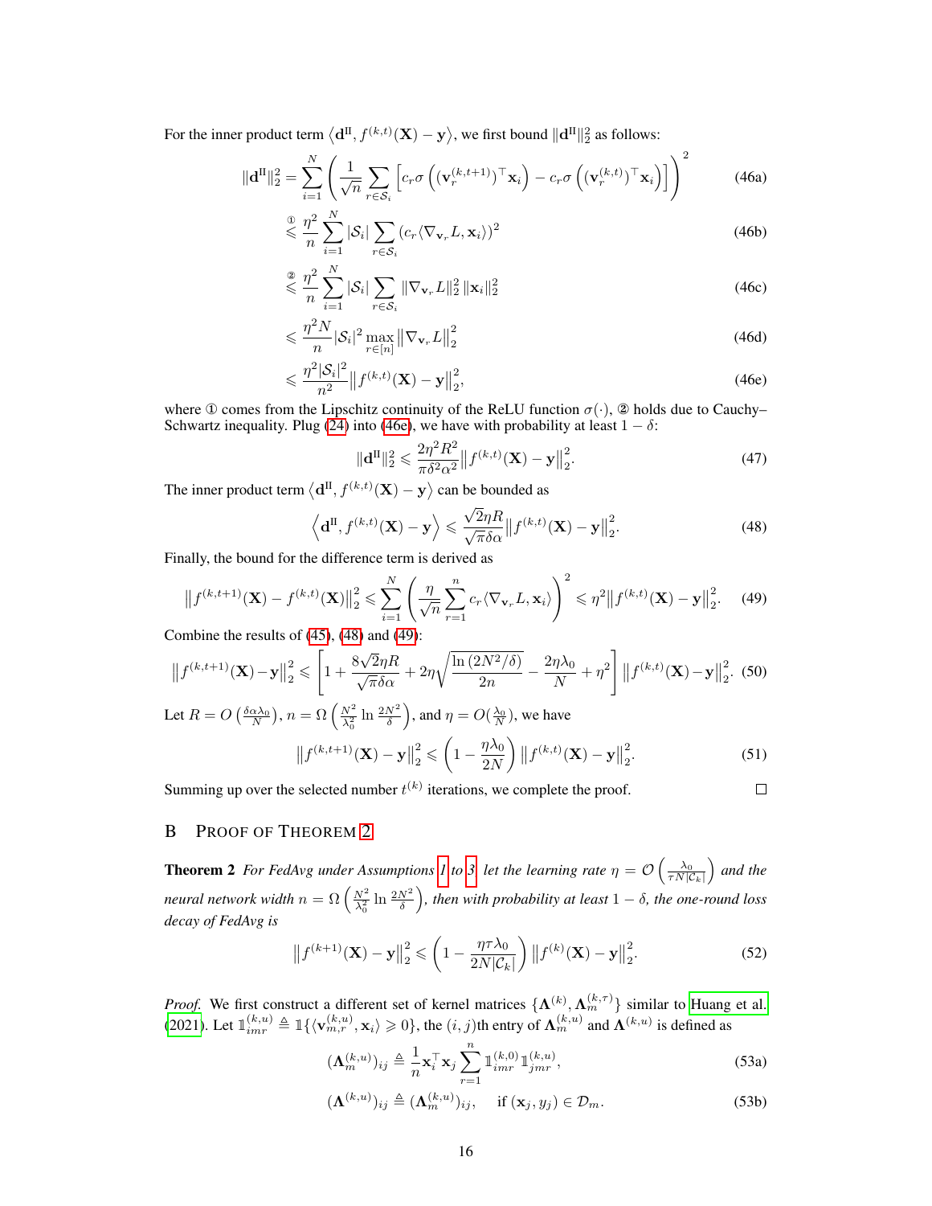For the inner product term $\langle \mathbf{d}^{\text{II}}, f^{(k,t)}(\mathbf{X}) - \mathbf{y} \rangle$, we first bound $\|\mathbf{d}^{\text{II}}\|_2^2$ as follows:

$$
\begin{aligned}
\|\mathbf{d}^{\text{II}}\|_2^2 &= \sum_{i=1}^{N} \left( \frac{1}{\sqrt{n}} \sum_{r \in \mathcal{S}_i} \left[ c_r \sigma \left( (\mathbf{v}_r^{(k,t+1)})^\top \mathbf{x}_i \right) - c_r \sigma \left( (\mathbf{v}_r^{(k,t)})^\top \mathbf{x}_i \right) \right] \right)^2 & \text{(46a)} \\
&\overset{①}{\leqslant} \frac{\eta^2}{n} \sum_{i=1}^{N} |\mathcal{S}_i| \sum_{r \in \mathcal{S}_i} (c_r \langle \nabla_{\mathbf{v}_r} L, \mathbf{x}_i \rangle)^2 & \text{(46b)} \\
&\overset{②}{\leqslant} \frac{\eta^2}{n} \sum_{i=1}^{N} |\mathcal{S}_i| \sum_{r \in \mathcal{S}_i} \|\nabla_{\mathbf{v}_r} L\|_2^2 \, \|\mathbf{x}_i\|_2^2 & \text{(46c)} \\
&\leqslant \frac{\eta^2 N}{n} |\mathcal{S}_i|^2 \max_{r \in [n]} \left\| \nabla_{\mathbf{v}_r} L \right\|_2^2 & \text{(46d)} \\
&\leqslant \frac{\eta^2 |\mathcal{S}_i|^2}{n^2} \left\| f^{(k,t)}(\mathbf{X}) - \mathbf{y} \right\|_2^2, & \text{(46e)}
\end{aligned}
$$

where ① comes from the Lipschitz continuity of the ReLU function $\sigma(\cdot)$, ② holds due to Cauchy–Schwartz inequality. Plug (24) into (46e), we have with probability at least $1 - \delta$:

$$
\|\mathbf{d}^{\text{II}}\|_2^2 \leqslant \frac{2\eta^2 R^2}{\pi \delta^2 \alpha^2} \left\| f^{(k,t)}(\mathbf{X}) - \mathbf{y} \right\|_2^2. \tag{47}
$$

The inner product term $\langle \mathbf{d}^{\text{II}}, f^{(k,t)}(\mathbf{X}) - \mathbf{y} \rangle$ can be bounded as

$$
\left\langle \mathbf{d}^{\text{II}}, f^{(k,t)}(\mathbf{X}) - \mathbf{y} \right\rangle \leqslant \frac{\sqrt{2}\eta R}{\sqrt{\pi}\delta\alpha} \left\| f^{(k,t)}(\mathbf{X}) - \mathbf{y} \right\|_2^2. \tag{48}
$$

Finally, the bound for the difference term is derived as

$$
\left\| f^{(k,t+1)}(\mathbf{X}) - f^{(k,t)}(\mathbf{X}) \right\|_2^2 \leqslant \sum_{i=1}^{N} \left( \frac{\eta}{\sqrt{n}} \sum_{r=1}^{n} c_r \langle \nabla_{\mathbf{v}_r} L, \mathbf{x}_i \rangle \right)^2 \leqslant \eta^2 \left\| f^{(k,t)}(\mathbf{X}) - \mathbf{y} \right\|_2^2. \tag{49}
$$

Combine the results of (45), (48) and (49):

$$
\left\| f^{(k,t+1)}(\mathbf{X}) - \mathbf{y} \right\|_2^2 \leqslant \left[ 1 + \frac{8\sqrt{2}\eta R}{\sqrt{\pi}\delta\alpha} + 2\eta \sqrt{\frac{\ln(2N^2/\delta)}{2n}} - \frac{2\eta\lambda_0}{N} + \eta^2 \right] \left\| f^{(k,t)}(\mathbf{X}) - \mathbf{y} \right\|_2^2. \tag{50}
$$

Let $R = O\left(\frac{\delta\alpha\lambda_0}{N}\right)$, $n = \Omega\left(\frac{N^2}{\lambda_0^2} \ln \frac{2N^2}{\delta}\right)$, and $\eta = O(\frac{\lambda_0}{N})$, we have

$$
\left\| f^{(k,t+1)}(\mathbf{X}) - \mathbf{y} \right\|_2^2 \leqslant \left( 1 - \frac{\eta\lambda_0}{2N} \right) \left\| f^{(k,t)}(\mathbf{X}) - \mathbf{y} \right\|_2^2. \tag{51}
$$

Summing up over the selected number $t^{(k)}$ iterations, we complete the proof. □

## B Proof of Theorem 2

**Theorem 2** *For FedAvg under Assumptions 1 to 3, let the learning rate* $\eta = \mathcal{O}\left(\frac{\lambda_0}{\tau N |\mathcal{C}_k|}\right)$ *and the neural network width* $n = \Omega\left(\frac{N^2}{\lambda_0^2} \ln \frac{2N^2}{\delta}\right)$*, then with probability at least* $1 - \delta$*, the one-round loss decay of FedAvg is*

$$
\left\| f^{(k+1)}(\mathbf{X}) - \mathbf{y} \right\|_2^2 \leqslant \left( 1 - \frac{\eta\tau\lambda_0}{2N|\mathcal{C}_k|} \right) \left\| f^{(k)}(\mathbf{X}) - \mathbf{y} \right\|_2^2. \tag{52}
$$

*Proof.* We first construct a different set of kernel matrices $\{\mathbf{\Lambda}^{(k)}, \mathbf{\Lambda}_m^{(k,\tau)}\}$ similar to Huang et al. (2021). Let $\mathbb{1}_{imr}^{(k,u)} \triangleq \mathbb{1}\{\langle \mathbf{v}_{m,r}^{(k,u)}, \mathbf{x}_i \rangle \geqslant 0\}$, the $(i,j)$th entry of $\mathbf{\Lambda}_m^{(k,u)}$ and $\mathbf{\Lambda}^{(k,u)}$ is defined as

$$
(\mathbf{\Lambda}_m^{(k,u)})_{ij} \triangleq \frac{1}{n} \mathbf{x}_i^\top \mathbf{x}_j \sum_{r=1}^{n} \mathbb{1}_{imr}^{(k,0)} \mathbb{1}_{jmr}^{(k,u)}, \tag{53a}
$$

$$
(\mathbf{\Lambda}^{(k,u)})_{ij} \triangleq (\mathbf{\Lambda}_m^{(k,u)})_{ij}, \quad \text{if } (\mathbf{x}_j, y_j) \in \mathcal{D}_m. \tag{53b}
$$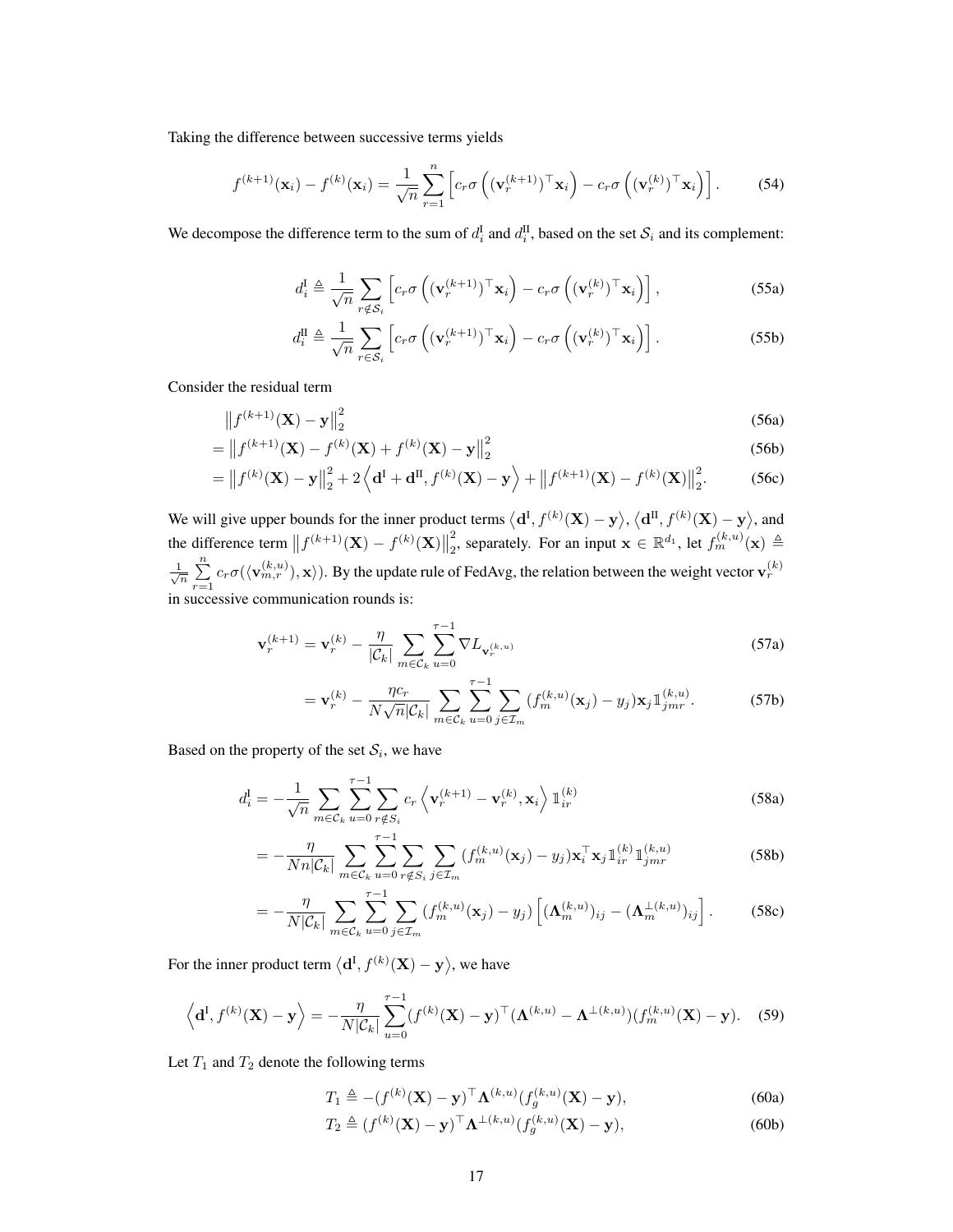Taking the difference between successive terms yields

$$f^{(k+1)}(\mathbf{x}_i) - f^{(k)}(\mathbf{x}_i) = \frac{1}{\sqrt{n}} \sum_{r=1}^{n} \left[ c_r \sigma\left( (\mathbf{v}_r^{(k+1)})^\top \mathbf{x}_i \right) - c_r \sigma\left( (\mathbf{v}_r^{(k)})^\top \mathbf{x}_i \right) \right]. \tag{54}$$

We decompose the difference term to the sum of $d_i^{\mathrm{I}}$ and $d_i^{\mathrm{II}}$, based on the set $\mathcal{S}_i$ and its complement:

$$d_i^{\mathrm{I}} \triangleq \frac{1}{\sqrt{n}} \sum_{r \notin \mathcal{S}_i} \left[ c_r \sigma\left( (\mathbf{v}_r^{(k+1)})^\top \mathbf{x}_i \right) - c_r \sigma\left( (\mathbf{v}_r^{(k)})^\top \mathbf{x}_i \right) \right], \tag{55a}$$

$$d_i^{\mathrm{II}} \triangleq \frac{1}{\sqrt{n}} \sum_{r \in \mathcal{S}_i} \left[ c_r \sigma\left( (\mathbf{v}_r^{(k+1)})^\top \mathbf{x}_i \right) - c_r \sigma\left( (\mathbf{v}_r^{(k)})^\top \mathbf{x}_i \right) \right]. \tag{55b}$$

Consider the residual term

$$\left\| f^{(k+1)}(\mathbf{X}) - \mathbf{y} \right\|_2^2 \tag{56a}$$

$$= \left\| f^{(k+1)}(\mathbf{X}) - f^{(k)}(\mathbf{X}) + f^{(k)}(\mathbf{X}) - \mathbf{y} \right\|_2^2 \tag{56b}$$

$$= \left\| f^{(k)}(\mathbf{X}) - \mathbf{y} \right\|_2^2 + 2\left\langle \mathbf{d}^{\mathrm{I}} + \mathbf{d}^{\mathrm{II}}, f^{(k)}(\mathbf{X}) - \mathbf{y} \right\rangle + \left\| f^{(k+1)}(\mathbf{X}) - f^{(k)}(\mathbf{X}) \right\|_2^2. \tag{56c}$$

We will give upper bounds for the inner product terms $\langle \mathbf{d}^{\mathrm{I}}, f^{(k)}(\mathbf{X}) - \mathbf{y} \rangle$, $\langle \mathbf{d}^{\mathrm{II}}, f^{(k)}(\mathbf{X}) - \mathbf{y} \rangle$, and the difference term $\left\| f^{(k+1)}(\mathbf{X}) - f^{(k)}(\mathbf{X}) \right\|_2^2$, separately. For an input $\mathbf{x} \in \mathbb{R}^{d_1}$, let $f_m^{(k,u)}(\mathbf{x}) \triangleq \frac{1}{\sqrt{n}} \sum_{r=1}^{n} c_r \sigma(\langle \mathbf{v}_{m,r}^{(k,u)} \rangle, \mathbf{x} \rangle)$. By the update rule of FedAvg, the relation between the weight vector $\mathbf{v}_r^{(k)}$ in successive communication rounds is:

$$\mathbf{v}_r^{(k+1)} = \mathbf{v}_r^{(k)} - \frac{\eta}{|\mathcal{C}_k|} \sum_{m \in \mathcal{C}_k} \sum_{u=0}^{\tau-1} \nabla L_{\mathbf{v}_r^{(k,u)}} \tag{57a}$$

$$= \mathbf{v}_r^{(k)} - \frac{\eta c_r}{N\sqrt{n}|\mathcal{C}_k|} \sum_{m \in \mathcal{C}_k} \sum_{u=0}^{\tau-1} \sum_{j \in \mathcal{I}_m} (f_m^{(k,u)}(\mathbf{x}_j) - y_j)\mathbf{x}_j \mathbb{1}_{jmr}^{(k,u)}. \tag{57b}$$

Based on the property of the set $\mathcal{S}_i$, we have

$$d_i^{\mathrm{I}} = -\frac{1}{\sqrt{n}} \sum_{m \in \mathcal{C}_k} \sum_{u=0}^{\tau-1} \sum_{r \notin S_i} c_r \left\langle \mathbf{v}_r^{(k+1)} - \mathbf{v}_r^{(k)}, \mathbf{x}_i \right\rangle \mathbb{1}_{ir}^{(k)} \tag{58a}$$

$$= -\frac{\eta}{Nn|\mathcal{C}_k|} \sum_{m \in \mathcal{C}_k} \sum_{u=0}^{\tau-1} \sum_{r \notin S_i} \sum_{j \in \mathcal{I}_m} (f_m^{(k,u)}(\mathbf{x}_j) - y_j)\mathbf{x}_i^\top \mathbf{x}_j \mathbb{1}_{ir}^{(k)} \mathbb{1}_{jmr}^{(k,u)} \tag{58b}$$

$$= -\frac{\eta}{N|\mathcal{C}_k|} \sum_{m \in \mathcal{C}_k} \sum_{u=0}^{\tau-1} \sum_{j \in \mathcal{I}_m} (f_m^{(k,u)}(\mathbf{x}_j) - y_j) \left[ (\mathbf{\Lambda}_m^{(k,u)})_{ij} - (\mathbf{\Lambda}_m^{\perp(k,u)})_{ij} \right]. \tag{58c}$$

For the inner product term $\langle \mathbf{d}^{\mathrm{I}}, f^{(k)}(\mathbf{X}) - \mathbf{y} \rangle$, we have

$$\left\langle \mathbf{d}^{\mathrm{I}}, f^{(k)}(\mathbf{X}) - \mathbf{y} \right\rangle = -\frac{\eta}{N|\mathcal{C}_k|} \sum_{u=0}^{\tau-1} (f^{(k)}(\mathbf{X}) - \mathbf{y})^\top (\mathbf{\Lambda}^{(k,u)} - \mathbf{\Lambda}^{\perp(k,u)})(f_m^{(k,u)}(\mathbf{X}) - \mathbf{y}). \tag{59}$$

Let $T_1$ and $T_2$ denote the following terms

$$T_1 \triangleq -(f^{(k)}(\mathbf{X}) - \mathbf{y})^\top \mathbf{\Lambda}^{(k,u)}(f_g^{(k,u)}(\mathbf{X}) - \mathbf{y}), \tag{60a}$$

$$T_2 \triangleq (f^{(k)}(\mathbf{X}) - \mathbf{y})^\top \mathbf{\Lambda}^{\perp(k,u)}(f_g^{(k,u)}(\mathbf{X}) - \mathbf{y}), \tag{60b}$$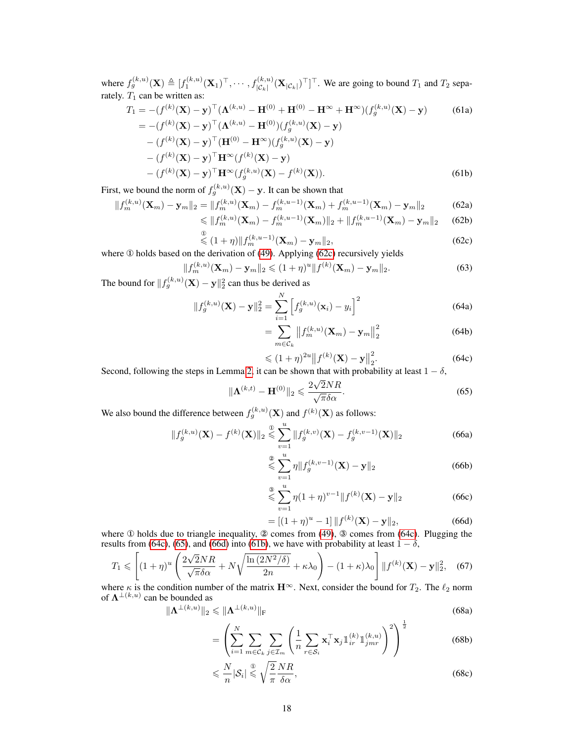where $f_g^{(k,u)}(\mathbf{X}) \triangleq [f_1^{(k,u)}(\mathbf{X}_1)^\top, \cdots, f_{|\mathcal{C}_k|}^{(k,u)}(\mathbf{X}_{|\mathcal{C}_k|})^\top]^\top$. We are going to bound $T_1$ and $T_2$ separately. $T_1$ can be written as:

$$
\begin{aligned}
T_1 &= -(f^{(k)}(\mathbf{X}) - \mathbf{y})^\top (\mathbf{\Lambda}^{(k,u)} - \mathbf{H}^{(0)} + \mathbf{H}^{(0)} - \mathbf{H}^\infty + \mathbf{H}^\infty)(f_g^{(k,u)}(\mathbf{X}) - \mathbf{y}) \qquad (61a)\\
&= -(f^{(k)}(\mathbf{X}) - \mathbf{y})^\top (\mathbf{\Lambda}^{(k,u)} - \mathbf{H}^{(0)})(f_g^{(k,u)}(\mathbf{X}) - \mathbf{y})\\
&\quad - (f^{(k)}(\mathbf{X}) - \mathbf{y})^\top (\mathbf{H}^{(0)} - \mathbf{H}^\infty)(f_g^{(k,u)}(\mathbf{X}) - \mathbf{y})\\
&\quad - (f^{(k)}(\mathbf{X}) - \mathbf{y})^\top \mathbf{H}^\infty (f^{(k)}(\mathbf{X}) - \mathbf{y})\\
&\quad - (f^{(k)}(\mathbf{X}) - \mathbf{y})^\top \mathbf{H}^\infty (f_g^{(k,u)}(\mathbf{X}) - f^{(k)}(\mathbf{X})). \qquad (61b)
\end{aligned}
$$

First, we bound the norm of $f_g^{(k,u)}(\mathbf{X}) - \mathbf{y}$. It can be shown that

$$
\begin{aligned}
\|f_m^{(k,u)}(\mathbf{X}_m) - \mathbf{y}_m\|_2 &= \|f_m^{(k,u)}(\mathbf{X}_m) - f_m^{(k,u-1)}(\mathbf{X}_m) + f_m^{(k,u-1)}(\mathbf{X}_m) - \mathbf{y}_m\|_2 \qquad (62a)\\
&\leqslant \|f_m^{(k,u)}(\mathbf{X}_m) - f_m^{(k,u-1)}(\mathbf{X}_m)\|_2 + \|f_m^{(k,u-1)}(\mathbf{X}_m) - \mathbf{y}_m\|_2 \qquad (62b)\\
&\overset{①}{\leqslant} (1+\eta)\|f_m^{(k,u-1)}(\mathbf{X}_m) - \mathbf{y}_m\|_2, \qquad (62c)
\end{aligned}
$$

where ① holds based on the derivation of (49). Applying (62c) recursively yields

$$
\|f_m^{(k,u)}(\mathbf{X}_m) - \mathbf{y}_m\|_2 \leqslant (1+\eta)^u \|f^{(k)}(\mathbf{X}_m) - \mathbf{y}_m\|_2. \qquad (63)
$$

The bound for $\|f_g^{(k,u)}(\mathbf{X}) - \mathbf{y}\|_2^2$ can thus be derived as

$$
\begin{aligned}
\|f_g^{(k,u)}(\mathbf{X}) - \mathbf{y}\|_2^2 &= \sum_{i=1}^N \left[f_g^{(k,u)}(\mathbf{x}_i) - y_i\right]^2 \qquad (64a)\\
&= \sum_{m\in\mathcal{C}_k} \left\|f_m^{(k,u)}(\mathbf{X}_m) - \mathbf{y}_m\right\|_2^2 \qquad (64b)\\
&\leqslant (1+\eta)^{2u}\left\|f^{(k)}(\mathbf{X}) - \mathbf{y}\right\|_2^2. \qquad (64c)
\end{aligned}
$$

Second, following the steps in Lemma 2, it can be shown that with probability at least $1-\delta$,

$$
\|\mathbf{\Lambda}^{(k,t)} - \mathbf{H}^{(0)}\|_2 \leqslant \frac{2\sqrt{2}NR}{\sqrt{\pi}\delta\alpha}. \qquad (65)
$$

We also bound the difference between $f_g^{(k,u)}(\mathbf{X})$ and $f^{(k)}(\mathbf{X})$ as follows:

$$
\begin{aligned}
\|f_g^{(k,u)}(\mathbf{X}) - f^{(k)}(\mathbf{X})\|_2 &\overset{①}{\leqslant} \sum_{v=1}^u \|f_g^{(k,v)}(\mathbf{X}) - f_g^{(k,v-1)}(\mathbf{X})\|_2 \qquad (66a)\\
&\overset{②}{\leqslant} \sum_{v=1}^u \eta\|f_g^{(k,v-1)}(\mathbf{X}) - \mathbf{y}\|_2 \qquad (66b)\\
&\overset{③}{\leqslant} \sum_{v=1}^u \eta(1+\eta)^{v-1}\|f^{(k)}(\mathbf{X}) - \mathbf{y}\|_2 \qquad (66c)\\
&= \left[(1+\eta)^u - 1\right]\|f^{(k)}(\mathbf{X}) - \mathbf{y}\|_2, \qquad (66d)
\end{aligned}
$$

where ① holds due to triangle inequality, ② comes from (49), ③ comes from (64c). Plugging the results from (64c), (65), and (66d) into (61b), we have with probability at least $1-\delta$,

$$
T_1 \leqslant \left[(1+\eta)^u\left(\frac{2\sqrt{2}NR}{\sqrt{\pi}\delta\alpha} + N\sqrt{\frac{\ln(2N^2/\delta)}{2n}} + \kappa\lambda_0\right) - (1+\kappa)\lambda_0\right]\|f^{(k)}(\mathbf{X}) - \mathbf{y}\|_2^2, \qquad (67)
$$

where $\kappa$ is the condition number of the matrix $\mathbf{H}^\infty$. Next, consider the bound for $T_2$. The $\ell_2$ norm of $\mathbf{\Lambda}^{\perp(k,u)}$ can be bounded as

$$
\begin{aligned}
\|\mathbf{\Lambda}^{\perp(k,u)}\|_2 &\leqslant \|\mathbf{\Lambda}^{\perp(k,u)}\|_{\mathrm{F}} \qquad (68a)\\
&= \left(\sum_{i=1}^N \sum_{m\in\mathcal{C}_k} \sum_{j\in\mathcal{I}_m} \left(\frac{1}{n}\sum_{r\in\mathcal{S}_i} \mathbf{x}_i^\top \mathbf{x}_j \mathbb{1}_{ir}^{(k)} \mathbb{1}_{jmr}^{(k,u)}\right)^2\right)^{\frac{1}{2}} \qquad (68b)\\
&\leqslant \frac{N}{n}|\mathcal{S}_i| \overset{①}{\leqslant} \sqrt{\frac{2}{\pi}}\frac{NR}{\delta\alpha}, \qquad (68c)
\end{aligned}
$$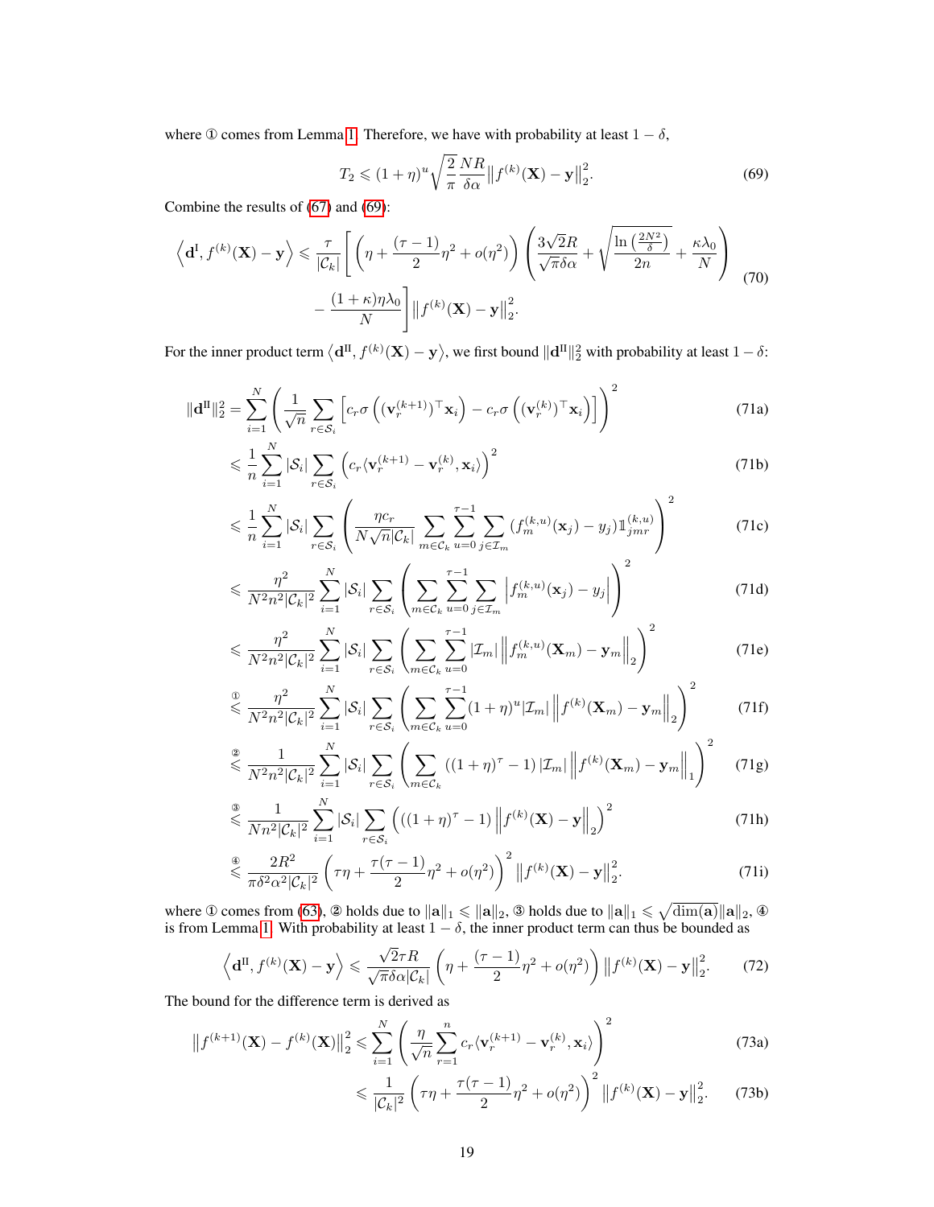where ① comes from Lemma 1. Therefore, we have with probability at least $1-\delta$,

$$T_2 \leqslant (1+\eta)^u \sqrt{\frac{2}{\pi}} \frac{NR}{\delta\alpha} \big\|f^{(k)}(\mathbf{X}) - \mathbf{y}\big\|_2^2. \tag{69}$$

Combine the results of (67) and (69):

$$\begin{aligned}\Big\langle \mathbf{d}^{\mathrm{I}}, f^{(k)}(\mathbf{X}) - \mathbf{y} \Big\rangle \leqslant \frac{\tau}{|\mathcal{C}_k|} \Bigg[ &\left( \eta + \frac{(\tau-1)}{2}\eta^2 + o(\eta^2) \right) \left( \frac{3\sqrt{2}R}{\sqrt{\pi}\delta\alpha} + \sqrt{\frac{\ln\left(\frac{2N^2}{\delta}\right)}{2n}} + \frac{\kappa\lambda_0}{N} \right) \\ &- \frac{(1+\kappa)\eta\lambda_0}{N} \Bigg] \big\|f^{(k)}(\mathbf{X}) - \mathbf{y}\big\|_2^2.\end{aligned} \tag{70}$$

For the inner product term $\langle \mathbf{d}^{\mathrm{II}}, f^{(k)}(\mathbf{X}) - \mathbf{y} \rangle$, we first bound $\|\mathbf{d}^{\mathrm{II}}\|_2^2$ with probability at least $1-\delta$:

$$\|\mathbf{d}^{\mathrm{II}}\|_2^2 = \sum_{i=1}^N \left( \frac{1}{\sqrt{n}} \sum_{r\in\mathcal{S}_i} \left[ c_r\sigma\left( (\mathbf{v}_r^{(k+1)})^\top \mathbf{x}_i \right) - c_r\sigma\left( (\mathbf{v}_r^{(k)})^\top \mathbf{x}_i \right) \right] \right)^2 \tag{71a}$$

$$\leqslant \frac{1}{n} \sum_{i=1}^N |\mathcal{S}_i| \sum_{r\in\mathcal{S}_i} \left( c_r \langle \mathbf{v}_r^{(k+1)} - \mathbf{v}_r^{(k)}, \mathbf{x}_i \rangle \right)^2 \tag{71b}$$

$$\leqslant \frac{1}{n} \sum_{i=1}^N |\mathcal{S}_i| \sum_{r\in\mathcal{S}_i} \left( \frac{\eta c_r}{N\sqrt{n}|\mathcal{C}_k|} \sum_{m\in\mathcal{C}_k} \sum_{u=0}^{\tau-1} \sum_{j\in\mathcal{I}_m} (f_m^{(k,u)}(\mathbf{x}_j) - y_j) \mathbb{1}_{jmr}^{(k,u)} \right)^2 \tag{71c}$$

$$\leqslant \frac{\eta^2}{N^2 n^2 |\mathcal{C}_k|^2} \sum_{i=1}^N |\mathcal{S}_i| \sum_{r\in\mathcal{S}_i} \left( \sum_{m\in\mathcal{C}_k} \sum_{u=0}^{\tau-1} \sum_{j\in\mathcal{I}_m} \left| f_m^{(k,u)}(\mathbf{x}_j) - y_j \right| \right)^2 \tag{71d}$$

$$\leqslant \frac{\eta^2}{N^2 n^2 |\mathcal{C}_k|^2} \sum_{i=1}^N |\mathcal{S}_i| \sum_{r\in\mathcal{S}_i} \left( \sum_{m\in\mathcal{C}_k} \sum_{u=0}^{\tau-1} |\mathcal{I}_m| \left\| f_m^{(k,u)}(\mathbf{X}_m) - \mathbf{y}_m \right\|_2 \right)^2 \tag{71e}$$

$$\overset{①}{\leqslant} \frac{\eta^2}{N^2 n^2 |\mathcal{C}_k|^2} \sum_{i=1}^N |\mathcal{S}_i| \sum_{r\in\mathcal{S}_i} \left( \sum_{m\in\mathcal{C}_k} \sum_{u=0}^{\tau-1} (1+\eta)^u |\mathcal{I}_m| \left\| f^{(k)}(\mathbf{X}_m) - \mathbf{y}_m \right\|_2 \right)^2 \tag{71f}$$

$$\overset{②}{\leqslant} \frac{1}{N^2 n^2 |\mathcal{C}_k|^2} \sum_{i=1}^N |\mathcal{S}_i| \sum_{r\in\mathcal{S}_i} \left( \sum_{m\in\mathcal{C}_k} \left( (1+\eta)^\tau - 1 \right) |\mathcal{I}_m| \left\| f^{(k)}(\mathbf{X}_m) - \mathbf{y}_m \right\|_1 \right)^2 \tag{71g}$$

$$\overset{③}{\leqslant} \frac{1}{N n^2 |\mathcal{C}_k|^2} \sum_{i=1}^N |\mathcal{S}_i| \sum_{r\in\mathcal{S}_i} \left( \left( (1+\eta)^\tau - 1 \right) \left\| f^{(k)}(\mathbf{X}) - \mathbf{y} \right\|_2 \right)^2 \tag{71h}$$

$$\overset{④}{\leqslant} \frac{2R^2}{\pi\delta^2\alpha^2|\mathcal{C}_k|^2} \left( \tau\eta + \frac{\tau(\tau-1)}{2}\eta^2 + o(\eta^2) \right)^2 \big\|f^{(k)}(\mathbf{X}) - \mathbf{y}\big\|_2^2. \tag{71i}$$

where ① comes from (63), ② holds due to $\|\mathbf{a}\|_1 \leqslant \|\mathbf{a}\|_2$, ③ holds due to $\|\mathbf{a}\|_1 \leqslant \sqrt{\dim(\mathbf{a})}\|\mathbf{a}\|_2$, ④ is from Lemma 1. With probability at least $1-\delta$, the inner product term can thus be bounded as

$$\Big\langle \mathbf{d}^{\mathrm{II}}, f^{(k)}(\mathbf{X}) - \mathbf{y} \Big\rangle \leqslant \frac{\sqrt{2}\tau R}{\sqrt{\pi}\delta\alpha|\mathcal{C}_k|} \left( \eta + \frac{(\tau-1)}{2}\eta^2 + o(\eta^2) \right) \big\|f^{(k)}(\mathbf{X}) - \mathbf{y}\big\|_2^2. \tag{72}$$

The bound for the difference term is derived as

$$\big\|f^{(k+1)}(\mathbf{X}) - f^{(k)}(\mathbf{X})\big\|_2^2 \leqslant \sum_{i=1}^N \left( \frac{\eta}{\sqrt{n}} \sum_{r=1}^n c_r \langle \mathbf{v}_r^{(k+1)} - \mathbf{v}_r^{(k)}, \mathbf{x}_i \rangle \right)^2 \tag{73a}$$

$$\leqslant \frac{1}{|\mathcal{C}_k|^2} \left( \tau\eta + \frac{\tau(\tau-1)}{2}\eta^2 + o(\eta^2) \right)^2 \big\|f^{(k)}(\mathbf{X}) - \mathbf{y}\big\|_2^2. \tag{73b}$$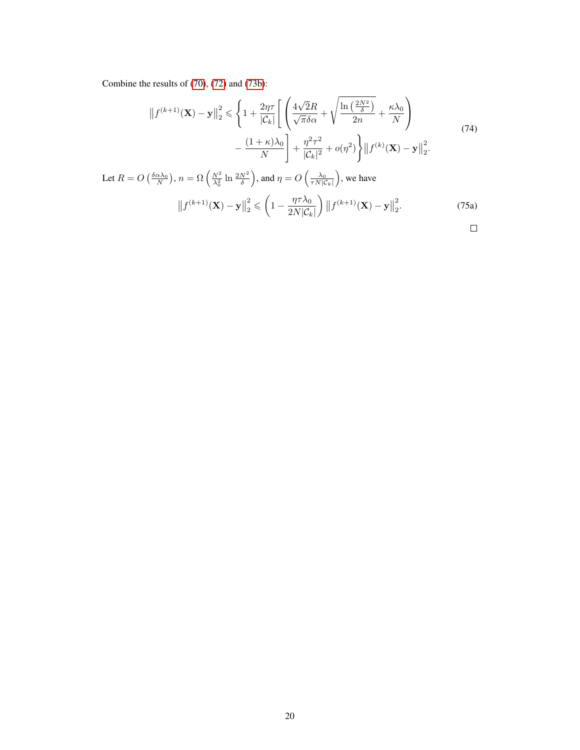Combine the results of (70), (72) and (73b):

$$
\begin{aligned}
\left\|f^{(k+1)}(\mathbf{X})-\mathbf{y}\right\|_2^2 \leqslant \Bigg\{1+\frac{2\eta\tau}{|\mathcal{C}_k|}\Bigg[&\left(\frac{4\sqrt{2}R}{\sqrt{\pi}\delta\alpha}+\sqrt{\frac{\ln\left(\frac{2N^2}{\delta}\right)}{2n}}+\frac{\kappa\lambda_0}{N}\right) \\
&-\frac{(1+\kappa)\lambda_0}{N}\Bigg]+\frac{\eta^2\tau^2}{|\mathcal{C}_k|^2}+o(\eta^2)\Bigg\}\left\|f^{(k)}(\mathbf{X})-\mathbf{y}\right\|_2^2.
\end{aligned}
\tag{74}
$$

Let $R = O\left(\frac{\delta\alpha\lambda_0}{N}\right)$, $n = \Omega\left(\frac{N^2}{\lambda_0^2}\ln\frac{2N^2}{\delta}\right)$, and $\eta = O\left(\frac{\lambda_0}{\tau N|\mathcal{C}_k|}\right)$, we have

$$
\left\|f^{(k+1)}(\mathbf{X})-\mathbf{y}\right\|_2^2 \leqslant \left(1-\frac{\eta\tau\lambda_0}{2N|\mathcal{C}_k|}\right)\left\|f^{(k+1)}(\mathbf{X})-\mathbf{y}\right\|_2^2. \tag{75a}
$$

□